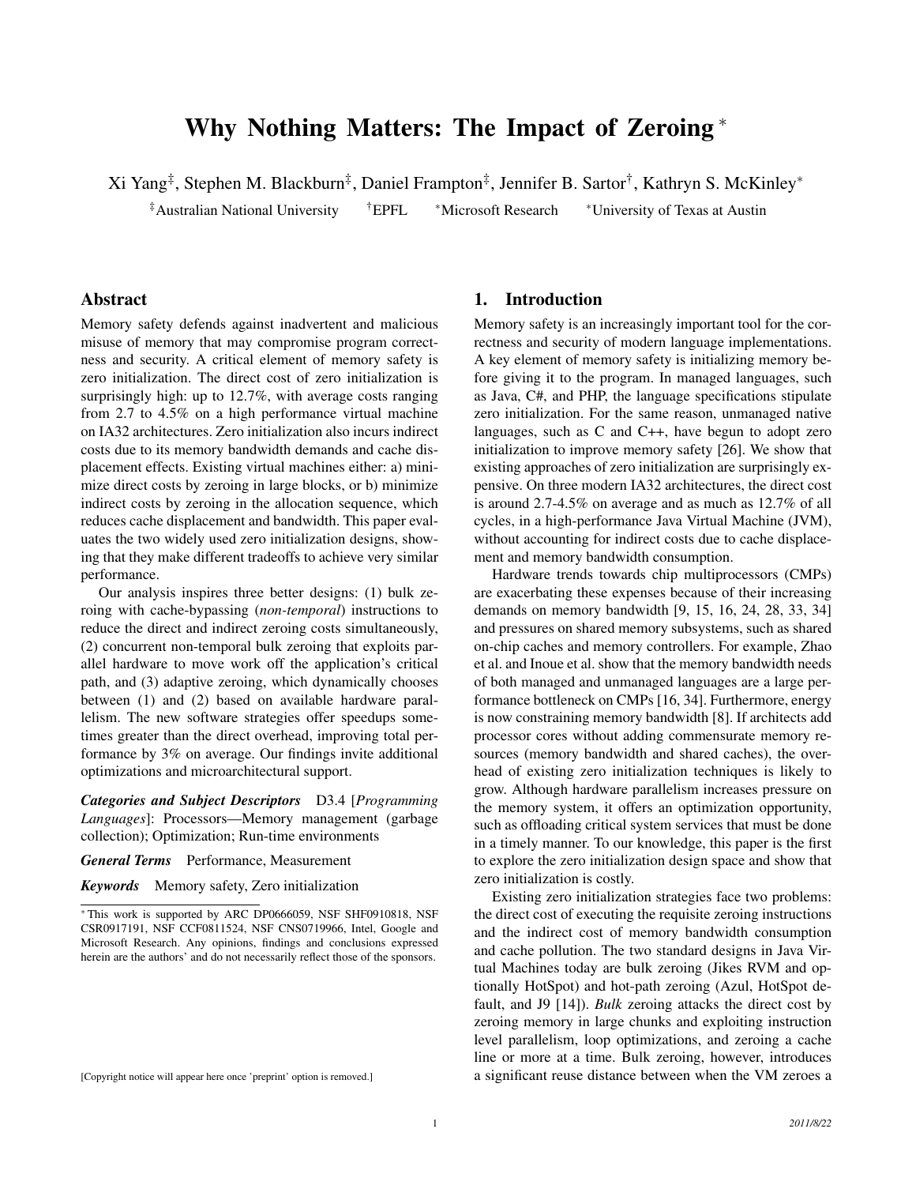# Why Nothing Matters: The Impact of Zeroing *

Xi Yang‡, Stephen M. Blackburn‡, Daniel Frampton‡, Jennifer B. Sartor†, Kathryn S. McKinley*

‡Australian National University †EPFL *Microsoft Research *University of Texas at Austin

## Abstract

Memory safety defends against inadvertent and malicious misuse of memory that may compromise program correctness and security. A critical element of memory safety is zero initialization. The direct cost of zero initialization is surprisingly high: up to 12.7%, with average costs ranging from 2.7 to 4.5% on a high performance virtual machine on IA32 architectures. Zero initialization also incurs indirect costs due to its memory bandwidth demands and cache displacement effects. Existing virtual machines either: a) minimize direct costs by zeroing in large blocks, or b) minimize indirect costs by zeroing in the allocation sequence, which reduces cache displacement and bandwidth. This paper evaluates the two widely used zero initialization designs, showing that they make different tradeoffs to achieve very similar performance.

Our analysis inspires three better designs: (1) bulk zeroing with cache-bypassing (*non-temporal*) instructions to reduce the direct and indirect zeroing costs simultaneously, (2) concurrent non-temporal bulk zeroing that exploits parallel hardware to move work off the application's critical path, and (3) adaptive zeroing, which dynamically chooses between (1) and (2) based on available hardware parallelism. The new software strategies offer speedups sometimes greater than the direct overhead, improving total performance by 3% on average. Our findings invite additional optimizations and microarchitectural support.

***Categories and Subject Descriptors*** D3.4 [*Programming Languages*]: Processors—Memory management (garbage collection); Optimization; Run-time environments

***General Terms*** Performance, Measurement

***Keywords*** Memory safety, Zero initialization

* This work is supported by ARC DP0666059, NSF SHF0910818, NSF CSR0917191, NSF CCF0811524, NSF CNS0719966, Intel, Google and Microsoft Research. Any opinions, findings and conclusions expressed herein are the authors' and do not necessarily reflect those of the sponsors.

[Copyright notice will appear here once 'preprint' option is removed.]

## 1. Introduction

Memory safety is an increasingly important tool for the correctness and security of modern language implementations. A key element of memory safety is initializing memory before giving it to the program. In managed languages, such as Java, C#, and PHP, the language specifications stipulate zero initialization. For the same reason, unmanaged native languages, such as C and C++, have begun to adopt zero initialization to improve memory safety [26]. We show that existing approaches of zero initialization are surprisingly expensive. On three modern IA32 architectures, the direct cost is around 2.7-4.5% on average and as much as 12.7% of all cycles, in a high-performance Java Virtual Machine (JVM), without accounting for indirect costs due to cache displacement and memory bandwidth consumption.

Hardware trends towards chip multiprocessors (CMPs) are exacerbating these expenses because of their increasing demands on memory bandwidth [9, 15, 16, 24, 28, 33, 34] and pressures on shared memory subsystems, such as shared on-chip caches and memory controllers. For example, Zhao et al. and Inoue et al. show that the memory bandwidth needs of both managed and unmanaged languages are a large performance bottleneck on CMPs [16, 34]. Furthermore, energy is now constraining memory bandwidth [8]. If architects add processor cores without adding commensurate memory resources (memory bandwidth and shared caches), the overhead of existing zero initialization techniques is likely to grow. Although hardware parallelism increases pressure on the memory system, it offers an optimization opportunity, such as offloading critical system services that must be done in a timely manner. To our knowledge, this paper is the first to explore the zero initialization design space and show that zero initialization is costly.

Existing zero initialization strategies face two problems: the direct cost of executing the requisite zeroing instructions and the indirect cost of memory bandwidth consumption and cache pollution. The two standard designs in Java Virtual Machines today are bulk zeroing (Jikes RVM and optionally HotSpot) and hot-path zeroing (Azul, HotSpot default, and J9 [14]). *Bulk* zeroing attacks the direct cost by zeroing memory in large chunks and exploiting instruction level parallelism, loop optimizations, and zeroing a cache line or more at a time. Bulk zeroing, however, introduces a significant reuse distance between when the VM zeroes a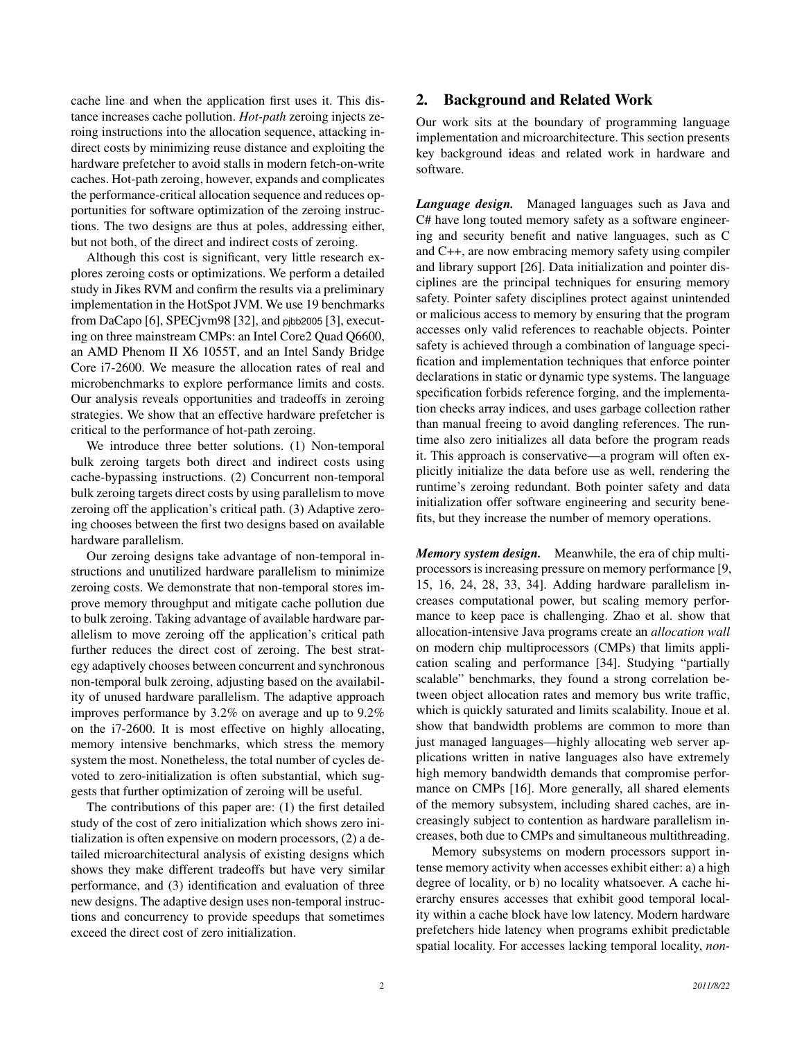cache line and when the application first uses it. This distance increases cache pollution. *Hot-path* zeroing injects zeroing instructions into the allocation sequence, attacking indirect costs by minimizing reuse distance and exploiting the hardware prefetcher to avoid stalls in modern fetch-on-write caches. Hot-path zeroing, however, expands and complicates the performance-critical allocation sequence and reduces opportunities for software optimization of the zeroing instructions. The two designs are thus at poles, addressing either, but not both, of the direct and indirect costs of zeroing.

Although this cost is significant, very little research explores zeroing costs or optimizations. We perform a detailed study in Jikes RVM and confirm the results via a preliminary implementation in the HotSpot JVM. We use 19 benchmarks from DaCapo [6], SPECjvm98 [32], and pjbb2005 [3], executing on three mainstream CMPs: an Intel Core2 Quad Q6600, an AMD Phenom II X6 1055T, and an Intel Sandy Bridge Core i7-2600. We measure the allocation rates of real and microbenchmarks to explore performance limits and costs. Our analysis reveals opportunities and tradeoffs in zeroing strategies. We show that an effective hardware prefetcher is critical to the performance of hot-path zeroing.

We introduce three better solutions. (1) Non-temporal bulk zeroing targets both direct and indirect costs using cache-bypassing instructions. (2) Concurrent non-temporal bulk zeroing targets direct costs by using parallelism to move zeroing off the application's critical path. (3) Adaptive zeroing chooses between the first two designs based on available hardware parallelism.

Our zeroing designs take advantage of non-temporal instructions and unutilized hardware parallelism to minimize zeroing costs. We demonstrate that non-temporal stores improve memory throughput and mitigate cache pollution due to bulk zeroing. Taking advantage of available hardware parallelism to move zeroing off the application's critical path further reduces the direct cost of zeroing. The best strategy adaptively chooses between concurrent and synchronous non-temporal bulk zeroing, adjusting based on the availability of unused hardware parallelism. The adaptive approach improves performance by 3.2% on average and up to 9.2% on the i7-2600. It is most effective on highly allocating, memory intensive benchmarks, which stress the memory system the most. Nonetheless, the total number of cycles devoted to zero-initialization is often substantial, which suggests that further optimization of zeroing will be useful.

The contributions of this paper are: (1) the first detailed study of the cost of zero initialization which shows zero initialization is often expensive on modern processors, (2) a detailed microarchitectural analysis of existing designs which shows they make different tradeoffs but have very similar performance, and (3) identification and evaluation of three new designs. The adaptive design uses non-temporal instructions and concurrency to provide speedups that sometimes exceed the direct cost of zero initialization.

## 2. Background and Related Work

Our work sits at the boundary of programming language implementation and microarchitecture. This section presents key background ideas and related work in hardware and software.

***Language design.*** Managed languages such as Java and C# have long touted memory safety as a software engineering and security benefit and native languages, such as C and C++, are now embracing memory safety using compiler and library support [26]. Data initialization and pointer disciplines are the principal techniques for ensuring memory safety. Pointer safety disciplines protect against unintended or malicious access to memory by ensuring that the program accesses only valid references to reachable objects. Pointer safety is achieved through a combination of language specification and implementation techniques that enforce pointer declarations in static or dynamic type systems. The language specification forbids reference forging, and the implementation checks array indices, and uses garbage collection rather than manual freeing to avoid dangling references. The runtime also zero initializes all data before the program reads it. This approach is conservative—a program will often explicitly initialize the data before use as well, rendering the runtime's zeroing redundant. Both pointer safety and data initialization offer software engineering and security benefits, but they increase the number of memory operations.

***Memory system design.*** Meanwhile, the era of chip multiprocessors is increasing pressure on memory performance [9, 15, 16, 24, 28, 33, 34]. Adding hardware parallelism increases computational power, but scaling memory performance to keep pace is challenging. Zhao et al. show that allocation-intensive Java programs create an *allocation wall* on modern chip multiprocessors (CMPs) that limits application scaling and performance [34]. Studying "partially scalable" benchmarks, they found a strong correlation between object allocation rates and memory bus write traffic, which is quickly saturated and limits scalability. Inoue et al. show that bandwidth problems are common to more than just managed languages—highly allocating web server applications written in native languages also have extremely high memory bandwidth demands that compromise performance on CMPs [16]. More generally, all shared elements of the memory subsystem, including shared caches, are increasingly subject to contention as hardware parallelism increases, both due to CMPs and simultaneous multithreading.

Memory subsystems on modern processors support intense memory activity when accesses exhibit either: a) a high degree of locality, or b) no locality whatsoever. A cache hierarchy ensures accesses that exhibit good temporal locality within a cache block have low latency. Modern hardware prefetchers hide latency when programs exhibit predictable spatial locality. For accesses lacking temporal locality, *non-*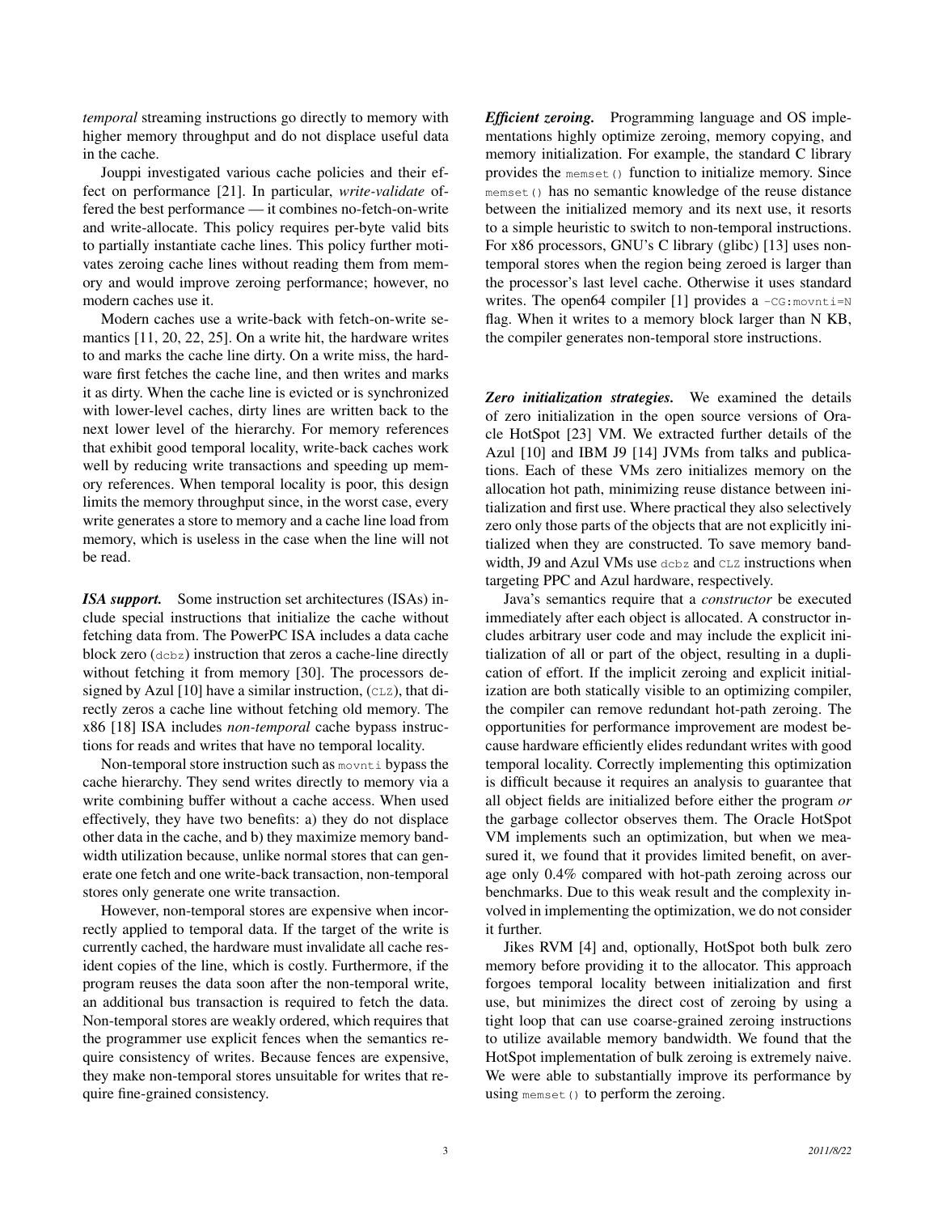*temporal* streaming instructions go directly to memory with higher memory throughput and do not displace useful data in the cache.

Jouppi investigated various cache policies and their effect on performance [21]. In particular, *write-validate* offered the best performance — it combines no-fetch-on-write and write-allocate. This policy requires per-byte valid bits to partially instantiate cache lines. This policy further motivates zeroing cache lines without reading them from memory and would improve zeroing performance; however, no modern caches use it.

Modern caches use a write-back with fetch-on-write semantics [11, 20, 22, 25]. On a write hit, the hardware writes to and marks the cache line dirty. On a write miss, the hardware first fetches the cache line, and then writes and marks it as dirty. When the cache line is evicted or is synchronized with lower-level caches, dirty lines are written back to the next lower level of the hierarchy. For memory references that exhibit good temporal locality, write-back caches work well by reducing write transactions and speeding up memory references. When temporal locality is poor, this design limits the memory throughput since, in the worst case, every write generates a store to memory and a cache line load from memory, which is useless in the case when the line will not be read.

***ISA support.*** Some instruction set architectures (ISAs) include special instructions that initialize the cache without fetching data from. The PowerPC ISA includes a data cache block zero (`dcbz`) instruction that zeros a cache-line directly without fetching it from memory [30]. The processors designed by Azul [10] have a similar instruction, (`CLZ`), that directly zeros a cache line without fetching old memory. The x86 [18] ISA includes *non-temporal* cache bypass instructions for reads and writes that have no temporal locality.

Non-temporal store instruction such as `movnti` bypass the cache hierarchy. They send writes directly to memory via a write combining buffer without a cache access. When used effectively, they have two benefits: a) they do not displace other data in the cache, and b) they maximize memory bandwidth utilization because, unlike normal stores that can generate one fetch and one write-back transaction, non-temporal stores only generate one write transaction.

However, non-temporal stores are expensive when incorrectly applied to temporal data. If the target of the write is currently cached, the hardware must invalidate all cache resident copies of the line, which is costly. Furthermore, if the program reuses the data soon after the non-temporal write, an additional bus transaction is required to fetch the data. Non-temporal stores are weakly ordered, which requires that the programmer use explicit fences when the semantics require consistency of writes. Because fences are expensive, they make non-temporal stores unsuitable for writes that require fine-grained consistency.

***Efficient zeroing.*** Programming language and OS implementations highly optimize zeroing, memory copying, and memory initialization. For example, the standard C library provides the `memset()` function to initialize memory. Since `memset()` has no semantic knowledge of the reuse distance between the initialized memory and its next use, it resorts to a simple heuristic to switch to non-temporal instructions. For x86 processors, GNU's C library (glibc) [13] uses non-temporal stores when the region being zeroed is larger than the processor's last level cache. Otherwise it uses standard writes. The open64 compiler [1] provides a `-CG:movnti=N` flag. When it writes to a memory block larger than N KB, the compiler generates non-temporal store instructions.

***Zero initialization strategies.*** We examined the details of zero initialization in the open source versions of Oracle HotSpot [23] VM. We extracted further details of the Azul [10] and IBM J9 [14] JVMs from talks and publications. Each of these VMs zero initializes memory on the allocation hot path, minimizing reuse distance between initialization and first use. Where practical they also selectively zero only those parts of the objects that are not explicitly initialized when they are constructed. To save memory bandwidth, J9 and Azul VMs use `dcbz` and `CLZ` instructions when targeting PPC and Azul hardware, respectively.

Java's semantics require that a *constructor* be executed immediately after each object is allocated. A constructor includes arbitrary user code and may include the explicit initialization of all or part of the object, resulting in a duplication of effort. If the implicit zeroing and explicit initialization are both statically visible to an optimizing compiler, the compiler can remove redundant hot-path zeroing. The opportunities for performance improvement are modest because hardware efficiently elides redundant writes with good temporal locality. Correctly implementing this optimization is difficult because it requires an analysis to guarantee that all object fields are initialized before either the program *or* the garbage collector observes them. The Oracle HotSpot VM implements such an optimization, but when we measured it, we found that it provides limited benefit, on average only 0.4% compared with hot-path zeroing across our benchmarks. Due to this weak result and the complexity involved in implementing the optimization, we do not consider it further.

Jikes RVM [4] and, optionally, HotSpot both bulk zero memory before providing it to the allocator. This approach forgoes temporal locality between initialization and first use, but minimizes the direct cost of zeroing by using a tight loop that can use coarse-grained zeroing instructions to utilize available memory bandwidth. We found that the HotSpot implementation of bulk zeroing is extremely naive. We were able to substantially improve its performance by using `memset()` to perform the zeroing.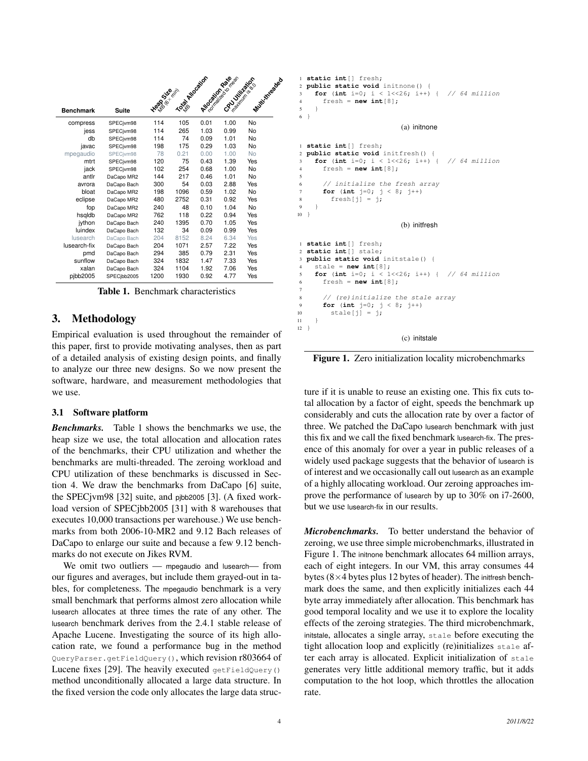| Benchmark | Suite | Heap Size MB (6× min) | Total Allocation MB | Allocation Rate normalized to mean | CPU Utilization maximum is 8.0 | Multi-threaded |
|---|---|---|---|---|---|---|
| compress | SPECjvm98 | 114 | 105 | 0.01 | 1.00 | No |
| jess | SPECjvm98 | 114 | 265 | 1.03 | 0.99 | No |
| db | SPECjvm98 | 114 | 74 | 0.09 | 1.01 | No |
| javac | SPECjvm98 | 198 | 175 | 0.29 | 1.03 | No |
| mpegaudio | SPECjvm98 | 78 | 0.21 | 0.00 | 1.00 | No |
| mtrt | SPECjvm98 | 120 | 75 | 0.43 | 1.39 | Yes |
| jack | SPECjvm98 | 102 | 254 | 0.68 | 1.00 | No |
| antlr | DaCapo MR2 | 144 | 217 | 0.46 | 1.01 | No |
| avrora | DaCapo Bach | 300 | 54 | 0.03 | 2.88 | Yes |
| bloat | DaCapo MR2 | 198 | 1096 | 0.59 | 1.02 | No |
| eclipse | DaCapo MR2 | 480 | 2752 | 0.31 | 0.92 | Yes |
| fop | DaCapo MR2 | 240 | 48 | 0.10 | 1.04 | No |
| hsqldb | DaCapo MR2 | 762 | 118 | 0.22 | 0.94 | Yes |
| jython | DaCapo Bach | 240 | 1395 | 0.70 | 1.05 | Yes |
| luindex | DaCapo Bach | 132 | 34 | 0.09 | 0.99 | Yes |
| lusearch | DaCapo Bach | 204 | 8152 | 8.24 | 6.34 | Yes |
| lusearch-fix | DaCapo Bach | 204 | 1071 | 2.57 | 7.22 | Yes |
| pmd | DaCapo Bach | 294 | 385 | 0.79 | 2.31 | Yes |
| sunflow | DaCapo Bach | 324 | 1832 | 1.47 | 7.33 | Yes |
| xalan | DaCapo Bach | 324 | 1104 | 1.92 | 7.06 | Yes |
| pjbb2005 | SPECjbb2005 | 1200 | 1930 | 0.92 | 4.77 | Yes |

**Table 1.** Benchmark characteristics

## 3. Methodology

Empirical evaluation is used throughout the remainder of this paper, first to provide motivating analyses, then as part of a detailed analysis of existing design points, and finally to analyze our three new designs. So we now present the software, hardware, and measurement methodologies that we use.

### 3.1 Software platform

***Benchmarks.*** Table 1 shows the benchmarks we use, the heap size we use, the total allocation and allocation rates of the benchmarks, their CPU utilization and whether the benchmarks are multi-threaded. The zeroing workload and CPU utilization of these benchmarks is discussed in Section 4. We draw the benchmarks from DaCapo [6] suite, the SPECjvm98 [32] suite, and pjbb2005 [3]. (A fixed workload version of SPECjbb2005 [31] with 8 warehouses that executes 10,000 transactions per warehouse.) We use benchmarks from both 2006-10-MR2 and 9.12 Bach releases of DaCapo to enlarge our suite and because a few 9.12 benchmarks do not execute on Jikes RVM.

We omit two outliers — mpegaudio and lusearch— from our figures and averages, but include them grayed-out in tables, for completeness. The mpegaudio benchmark is a very small benchmark that performs almost zero allocation while lusearch allocates at three times the rate of any other. The lusearch benchmark derives from the 2.4.1 stable release of Apache Lucene. Investigating the source of its high allocation rate, we found a performance bug in the method `QueryParser.getFieldQuery()`, which revision r803664 of Lucene fixes [29]. The heavily executed `getFieldQuery()` method unconditionally allocated a large data structure. In the fixed version the code only allocates the large data structure if it is unable to reuse an existing one. This fix cuts total allocation by a factor of eight, speeds the benchmark up considerably and cuts the allocation rate by over a factor of three. We patched the DaCapo lusearch benchmark with just this fix and we call the fixed benchmark lusearch-fix. The presence of this anomaly for over a year in public releases of a widely used package suggests that the behavior of lusearch is of interest and we occasionally call out lusearch as an example of a highly allocating workload. Our zeroing approaches improve the performance of lusearch by up to 30% on i7-2600, but we use lusearch-fix in our results.

```
1 static int[] fresh;
2 public static void initnone() {
3   for (int i=0; i < 1<<26; i++) {  // 64 million
4     fresh = new int[8];
5   }
6 }
```

(a) initnone

```
1 static int[] fresh;
2 public static void initfresh() {
3   for (int i=0; i < 1<<26; i++) {  // 64 million
4     fresh = new int[8];
5
6     // initialize the fresh array
7     for (int j=0; j < 8; j++)
8       fresh[j] = j;
9   }
10 }
```

(b) initfresh

```
1 static int[] fresh;
2 static int[] stale;
3 public static void initstale() {
4   stale = new int[8];
5   for (int i=0; i < 1<<26; i++) {  // 64 million
6     fresh = new int[8];
7
8     // (re)initialize the stale array
9     for (int j=0; j < 8; j++)
10      stale[j] = j;
11  }
12 }
```

(c) initstale

**Figure 1.** Zero initialization locality microbenchmarks

***Microbenchmarks.*** To better understand the behavior of zeroing, we use three simple microbenchmarks, illustrated in Figure 1. The initnone benchmark allocates 64 million arrays, each of eight integers. In our VM, this array consumes 44 bytes (8×4 bytes plus 12 bytes of header). The initfresh benchmark does the same, and then explicitly initializes each 44 byte array immediately after allocation. This benchmark has good temporal locality and we use it to explore the locality effects of the zeroing strategies. The third microbenchmark, initstale, allocates a single array, `stale` before executing the tight allocation loop and explicitly (re)initializes `stale` after each array is allocated. Explicit initialization of `stale` generates very little additional memory traffic, but it adds computation to the hot loop, which throttles the allocation rate.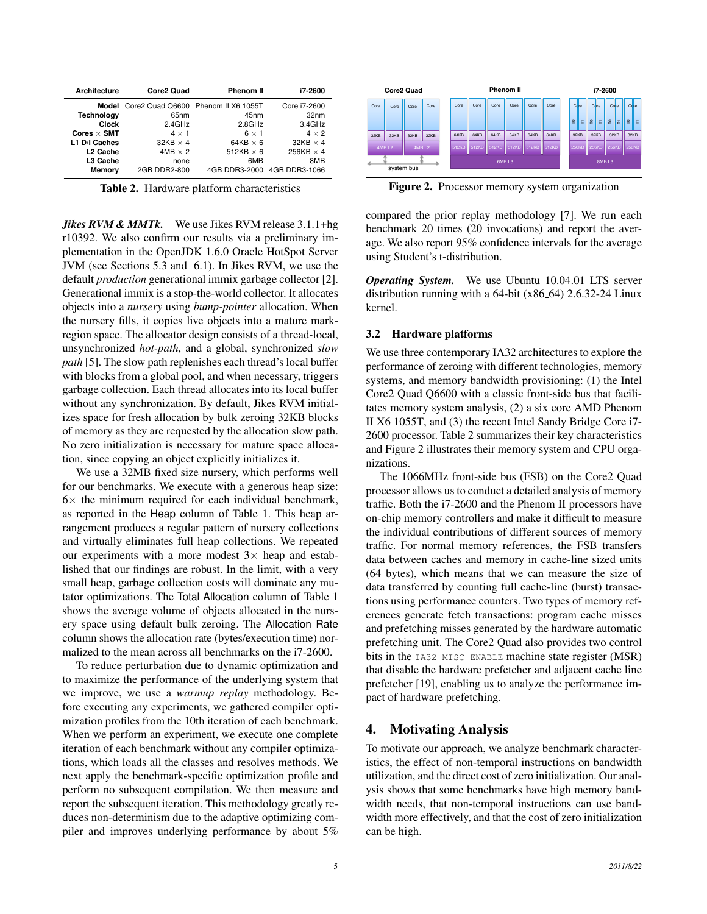| Architecture | Core2 Quad | Phenom II | i7-2600 |
|---|---|---|---|
| Model | Core2 Quad Q6600 | Phenom II X6 1055T | Core i7-2600 |
| Technology | 65nm | 45nm | 32nm |
| Clock | 2.4GHz | 2.8GHz | 3.4GHz |
| Cores × SMT | 4 × 1 | 6 × 1 | 4 × 2 |
| L1 D/I Caches | 32KB × 4 | 64KB × 6 | 32KB × 4 |
| L2 Cache | 4MB × 2 | 512KB × 6 | 256KB × 4 |
| L3 Cache | none | 6MB | 8MB |
| Memory | 2GB DDR2-800 | 4GB DDR3-2000 | 4GB DDR3-1066 |

**Table 2.** Hardware platform characteristics

**Figure 2.** Processor memory system organization

***Jikes RVM & MMTk.*** We use Jikes RVM release 3.1.1+hg r10392. We also confirm our results via a preliminary implementation in the OpenJDK 1.6.0 Oracle HotSpot Server JVM (see Sections 5.3 and 6.1). In Jikes RVM, we use the default *production* generational immix garbage collector [2]. Generational immix is a stop-the-world collector. It allocates objects into a *nursery* using *bump-pointer* allocation. When the nursery fills, it copies live objects into a mature mark-region space. The allocator design consists of a thread-local, unsynchronized *hot-path*, and a global, synchronized *slow path* [5]. The slow path replenishes each thread's local buffer with blocks from a global pool, and when necessary, triggers garbage collection. Each thread allocates into its local buffer without any synchronization. By default, Jikes RVM initializes space for fresh allocation by bulk zeroing 32KB blocks of memory as they are requested by the allocation slow path. No zero initialization is necessary for mature space allocation, since copying an object explicitly initializes it.

We use a 32MB fixed size nursery, which performs well for our benchmarks. We execute with a generous heap size: 6× the minimum required for each individual benchmark, as reported in the Heap column of Table 1. This heap arrangement produces a regular pattern of nursery collections and virtually eliminates full heap collections. We repeated our experiments with a more modest 3× heap and established that our findings are robust. In the limit, with a very small heap, garbage collection costs will dominate any mutator optimizations. The Total Allocation column of Table 1 shows the average volume of objects allocated in the nursery space using default bulk zeroing. The Allocation Rate column shows the allocation rate (bytes/execution time) normalized to the mean across all benchmarks on the i7-2600.

To reduce perturbation due to dynamic optimization and to maximize the performance of the underlying system that we improve, we use a *warmup replay* methodology. Before executing any experiments, we gathered compiler optimization profiles from the 10th iteration of each benchmark. When we perform an experiment, we execute one complete iteration of each benchmark without any compiler optimizations, which loads all the classes and resolves methods. We next apply the benchmark-specific optimization profile and perform no subsequent compilation. We then measure and report the subsequent iteration. This methodology greatly reduces non-determinism due to the adaptive optimizing compiler and improves underlying performance by about 5% compared the prior replay methodology [7]. We run each benchmark 20 times (20 invocations) and report the average. We also report 95% confidence intervals for the average using Student's t-distribution.

***Operating System.*** We use Ubuntu 10.04.01 LTS server distribution running with a 64-bit (x86_64) 2.6.32-24 Linux kernel.

### 3.2 Hardware platforms

We use three contemporary IA32 architectures to explore the performance of zeroing with different technologies, memory systems, and memory bandwidth provisioning: (1) the Intel Core2 Quad Q6600 with a classic front-side bus that facilitates memory system analysis, (2) a six core AMD Phenom II X6 1055T, and (3) the recent Intel Sandy Bridge Core i7-2600 processor. Table 2 summarizes their key characteristics and Figure 2 illustrates their memory system and CPU organizations.

The 1066MHz front-side bus (FSB) on the Core2 Quad processor allows us to conduct a detailed analysis of memory traffic. Both the i7-2600 and the Phenom II processors have on-chip memory controllers and make it difficult to measure the individual contributions of different sources of memory traffic. For normal memory references, the FSB transfers data between caches and memory in cache-line sized units (64 bytes), which means that we can measure the size of data transferred by counting full cache-line (burst) transactions using performance counters. Two types of memory references generate fetch transactions: program cache misses and prefetching misses generated by the hardware automatic prefetching unit. The Core2 Quad also provides two control bits in the `IA32_MISC_ENABLE` machine state register (MSR) that disable the hardware prefetcher and adjacent cache line prefetcher [19], enabling us to analyze the performance impact of hardware prefetching.

## 4. Motivating Analysis

To motivate our approach, we analyze benchmark characteristics, the effect of non-temporal instructions on bandwidth utilization, and the direct cost of zero initialization. Our analysis shows that some benchmarks have high memory bandwidth needs, that non-temporal instructions can use bandwidth more effectively, and that the cost of zero initialization can be high.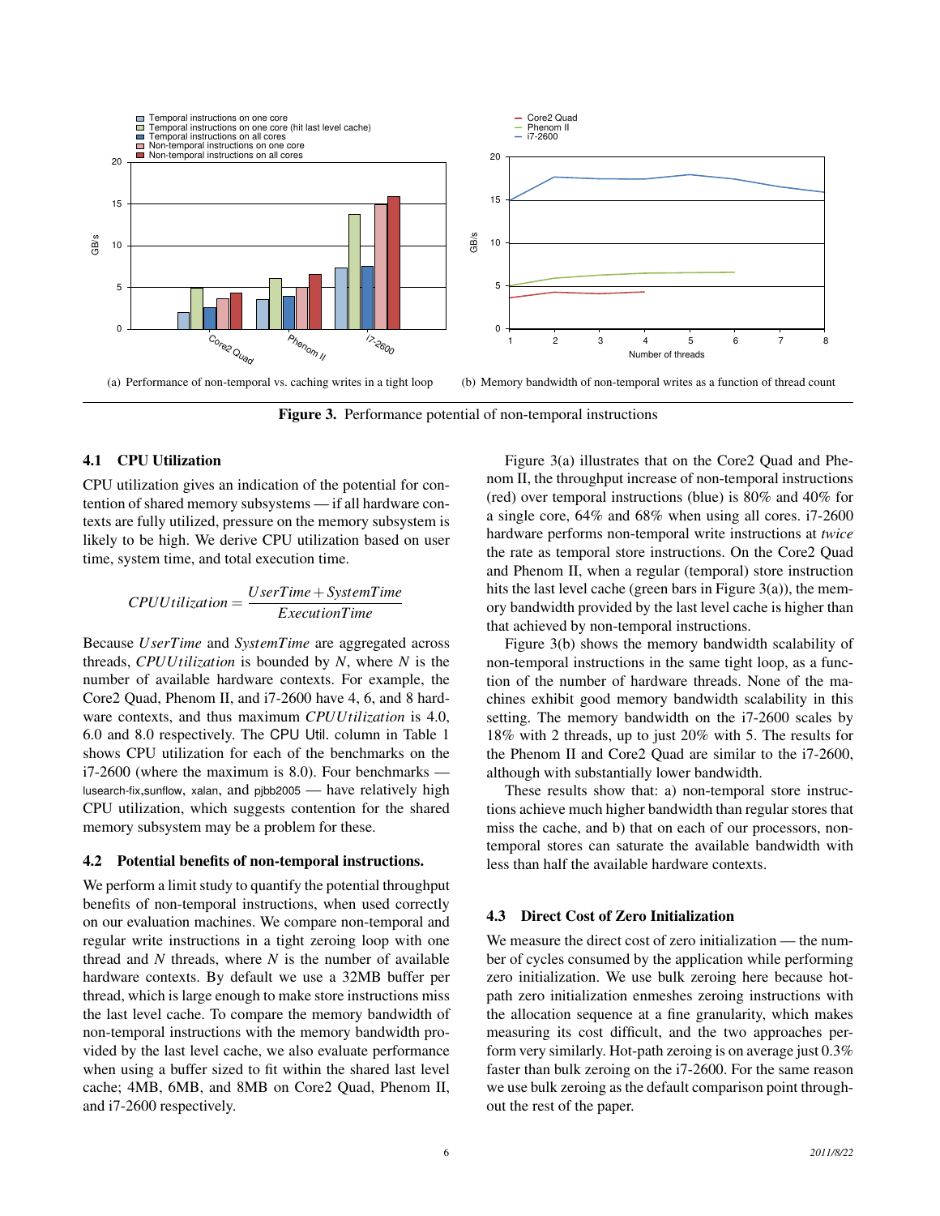(a) Performance of non-temporal vs. caching writes in a tight loop

(b) Memory bandwidth of non-temporal writes as a function of thread count

**Figure 3.** Performance potential of non-temporal instructions

### 4.1 CPU Utilization

CPU utilization gives an indication of the potential for contention of shared memory subsystems — if all hardware contexts are fully utilized, pressure on the memory subsystem is likely to be high. We derive CPU utilization based on user time, system time, and total execution time.

$$CPUUtilization = \frac{UserTime + SystemTime}{ExecutionTime}$$

Because $UserTime$ and $SystemTime$ are aggregated across threads, $CPUUtilization$ is bounded by $N$, where $N$ is the number of available hardware contexts. For example, the Core2 Quad, Phenom II, and i7-2600 have 4, 6, and 8 hardware contexts, and thus maximum $CPUUtilization$ is 4.0, 6.0 and 8.0 respectively. The CPU Util. column in Table 1 shows CPU utilization for each of the benchmarks on the i7-2600 (where the maximum is 8.0). Four benchmarks — lusearch-fix, sunflow, xalan, and pjbb2005 — have relatively high CPU utilization, which suggests contention for the shared memory subsystem may be a problem for these.

### 4.2 Potential benefits of non-temporal instructions.

We perform a limit study to quantify the potential throughput benefits of non-temporal instructions, when used correctly on our evaluation machines. We compare non-temporal and regular write instructions in a tight zeroing loop with one thread and $N$ threads, where $N$ is the number of available hardware contexts. By default we use a 32MB buffer per thread, which is large enough to make store instructions miss the last level cache. To compare the memory bandwidth of non-temporal instructions with the memory bandwidth provided by the last level cache, we also evaluate performance when using a buffer sized to fit within the shared last level cache; 4MB, 6MB, and 8MB on Core2 Quad, Phenom II, and i7-2600 respectively.

Figure 3(a) illustrates that on the Core2 Quad and Phenom II, the throughput increase of non-temporal instructions (red) over temporal instructions (blue) is 80% and 40% for a single core, 64% and 68% when using all cores. i7-2600 hardware performs non-temporal write instructions at *twice* the rate as temporal store instructions. On the Core2 Quad and Phenom II, when a regular (temporal) store instruction hits the last level cache (green bars in Figure 3(a)), the memory bandwidth provided by the last level cache is higher than that achieved by non-temporal instructions.

Figure 3(b) shows the memory bandwidth scalability of non-temporal instructions in the same tight loop, as a function of the number of hardware threads. None of the machines exhibit good memory bandwidth scalability in this setting. The memory bandwidth on the i7-2600 scales by 18% with 2 threads, up to just 20% with 5. The results for the Phenom II and Core2 Quad are similar to the i7-2600, although with substantially lower bandwidth.

These results show that: a) non-temporal store instructions achieve much higher bandwidth than regular stores that miss the cache, and b) that on each of our processors, non-temporal stores can saturate the available bandwidth with less than half the available hardware contexts.

### 4.3 Direct Cost of Zero Initialization

We measure the direct cost of zero initialization — the number of cycles consumed by the application while performing zero initialization. We use bulk zeroing here because hot-path zero initialization enmeshes zeroing instructions with the allocation sequence at a fine granularity, which makes measuring its cost difficult, and the two approaches perform very similarly. Hot-path zeroing is on average just 0.3% faster than bulk zeroing on the i7-2600. For the same reason we use bulk zeroing as the default comparison point throughout the rest of the paper.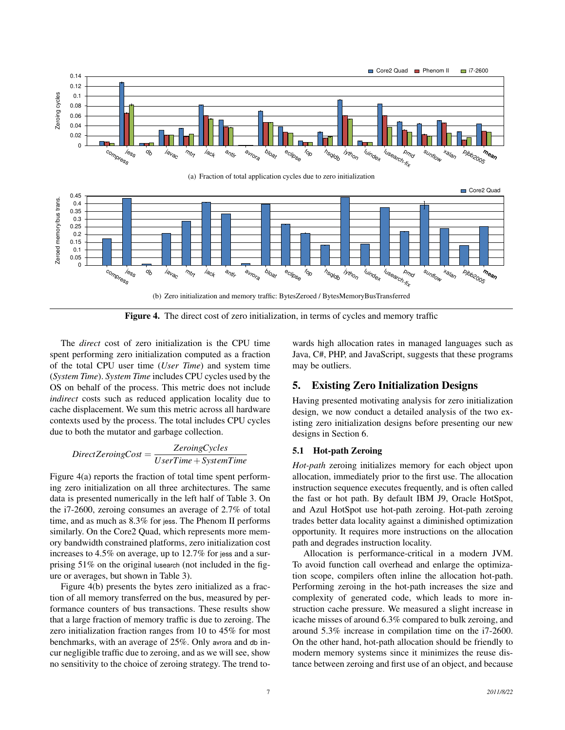(a) Fraction of total application cycles due to zero initialization

(b) Zero initialization and memory traffic: BytesZeroed / BytesMemoryBusTransferred

**Figure 4.** The direct cost of zero initialization, in terms of cycles and memory traffic

The *direct* cost of zero initialization is the CPU time spent performing zero initialization computed as a fraction of the total CPU user time (*User Time*) and system time (*System Time*). *System Time* includes CPU cycles used by the OS on behalf of the process. This metric does not include *indirect* costs such as reduced application locality due to cache displacement. We sum this metric across all hardware contexts used by the process. The total includes CPU cycles due to both the mutator and garbage collection.

$$DirectZeroingCost = \frac{ZeroingCycles}{UserTime + SystemTime}$$

Figure 4(a) reports the fraction of total time spent performing zero initialization on all three architectures. The same data is presented numerically in the left half of Table 3. On the i7-2600, zeroing consumes an average of 2.7% of total time, and as much as 8.3% for jess. The Phenom II performs similarly. On the Core2 Quad, which represents more memory bandwidth constrained platforms, zero initialization cost increases to 4.5% on average, up to 12.7% for jess and a surprising 51% on the original lusearch (not included in the figure or averages, but shown in Table 3).

Figure 4(b) presents the bytes zero initialized as a fraction of all memory transferred on the bus, measured by performance counters of bus transactions. These results show that a large fraction of memory traffic is due to zeroing. The zero initialization fraction ranges from 10 to 45% for most benchmarks, with an average of 25%. Only avrora and db incur negligible traffic due to zeroing, and as we will see, show no sensitivity to the choice of zeroing strategy. The trend towards high allocation rates in managed languages such as Java, C#, PHP, and JavaScript, suggests that these programs may be outliers.

## 5. Existing Zero Initialization Designs

Having presented motivating analysis for zero initialization design, we now conduct a detailed analysis of the two existing zero initialization designs before presenting our new designs in Section 6.

### 5.1 Hot-path Zeroing

*Hot-path* zeroing initializes memory for each object upon allocation, immediately prior to the first use. The allocation instruction sequence executes frequently, and is often called the fast or hot path. By default IBM J9, Oracle HotSpot, and Azul HotSpot use hot-path zeroing. Hot-path zeroing trades better data locality against a diminished optimization opportunity. It requires more instructions on the allocation path and degrades instruction locality.

Allocation is performance-critical in a modern JVM. To avoid function call overhead and enlarge the optimization scope, compilers often inline the allocation hot-path. Performing zeroing in the hot-path increases the size and complexity of generated code, which leads to more instruction cache pressure. We measured a slight increase in icache misses of around 6.3% compared to bulk zeroing, and around 5.3% increase in compilation time on the i7-2600. On the other hand, hot-path allocation should be friendly to modern memory systems since it minimizes the reuse distance between zeroing and first use of an object, and because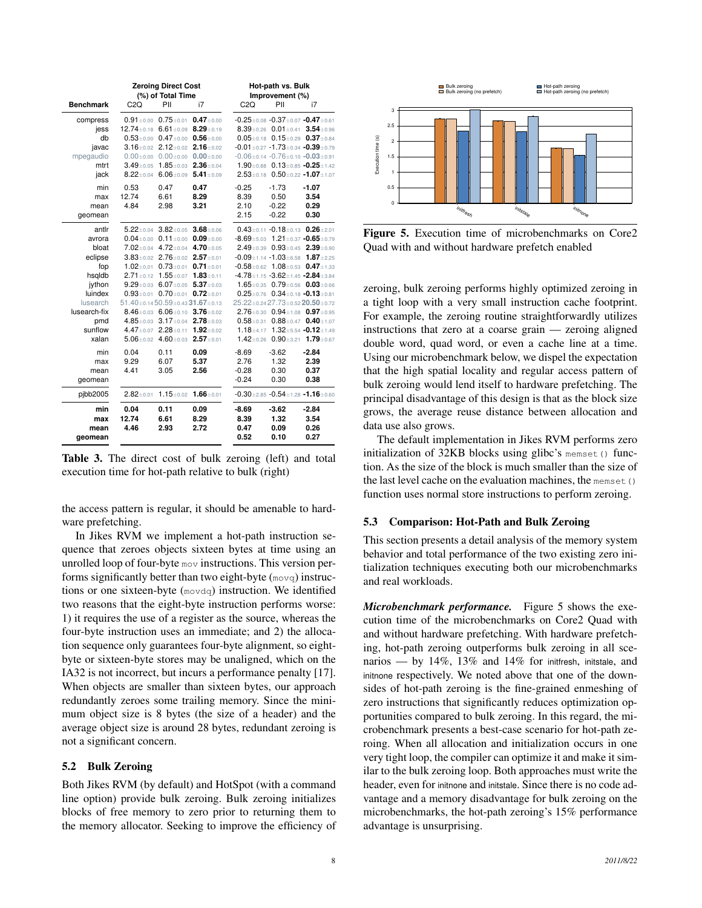| Benchmark | Zeroing Direct Cost (%) of Total Time C2Q | PII | i7 | Hot-path vs. Bulk Improvement (%) C2Q | PII | i7 |
|---|---|---|---|---|---|---|
| compress | 0.91±0.00 | 0.75±0.01 | **0.47**±0.00 | -0.25±0.08 | -0.37±0.07 | **-0.47**±0.61 |
| jess | 12.74±0.18 | 6.61±0.09 | **8.29**±0.19 | 8.39±0.26 | 0.01±0.41 | **3.54**±0.96 |
| db | 0.53±0.00 | 0.47±0.00 | **0.56**±0.00 | 0.05±0.18 | 0.15±0.29 | **0.37**±0.84 |
| javac | 3.16±0.02 | 2.12±0.02 | **2.16**±0.02 | -0.01±0.27 | -1.73±0.34 | **-0.39**±0.79 |
| mpegaudio | 0.00±0.00 | 0.00±0.00 | **0.00**±0.00 | -0.06±0.14 | -0.76±0.10 | **-0.03**±0.91 |
| mtrt | 3.49±0.05 | 1.85±0.03 | **2.36**±0.04 | 1.90±0.88 | 0.13±0.85 | **-0.25**±1.42 |
| jack | 8.22±0.04 | 6.06±0.09 | **5.41**±0.09 | 2.53±0.18 | 0.50±0.22 | **-1.07**±1.07 |
| min | 0.53 | 0.47 | **0.47** | -0.25 | -1.73 | **-1.07** |
| max | 12.74 | 6.61 | **8.29** | 8.39 | 0.50 | **3.54** |
| mean | 4.84 | 2.98 | **3.21** | 2.10 | -0.22 | **0.29** |
| geomean | | | | 2.15 | -0.22 | **0.30** |
| antlr | 5.22±0.04 | 3.82±0.05 | **3.68**±0.06 | 0.43±0.11 | -0.18±0.13 | **0.26**±2.01 |
| avrora | 0.04±0.00 | 0.11±0.00 | **0.09**±0.00 | -8.69±5.03 | 1.21±0.37 | **-0.65**±0.79 |
| bloat | 7.02±0.04 | 4.72±0.04 | **4.70**±0.05 | 2.49±0.39 | 0.93±0.45 | **2.39**±0.90 |
| eclipse | 3.83±0.02 | 2.76±0.02 | **2.57**±0.01 | -0.09±1.14 | -1.03±6.58 | **1.87**±2.25 |
| fop | 1.02±0.01 | 0.73±0.01 | **0.71**±0.01 | -0.58±0.62 | 1.08±0.53 | **0.47**±1.33 |
| hsqldb | 2.71±0.12 | 1.55±0.07 | **1.83**±0.11 | -4.78±1.15 | -3.62±1.45 | **-2.84**±3.84 |
| jython | 9.29±0.03 | 6.07±0.05 | **5.37**±0.03 | 1.65±0.35 | 0.79±0.56 | **0.03**±0.66 |
| luindex | 0.93±0.01 | 0.70±0.01 | **0.72**±0.01 | 0.25±0.76 | 0.34±0.18 | **-0.13**±0.81 |
| lusearch | 51.40±0.14 | 50.59±0.43 | **31.67**±0.13 | 25.22±0.24 | 27.73±0.52 | **20.50**±0.72 |
| lusearch-fix | 8.46±0.03 | 6.06±0.10 | **3.76**±0.02 | 2.76±0.30 | 0.94±1.08 | **0.97**±0.95 |
| pmd | 4.85±0.03 | 3.17±0.04 | **2.78**±0.03 | 0.58±0.31 | 0.88±0.47 | **0.40**±1.07 |
| sunflow | 4.47±0.07 | 2.28±0.11 | **1.92**±0.02 | 1.18±4.17 | 1.32±5.54 | **-0.12**±1.49 |
| xalan | 5.06±0.02 | 4.60±0.03 | **2.57**±0.01 | 1.42±0.26 | 0.90±3.21 | **1.79**±0.67 |
| min | 0.04 | 0.11 | **0.09** | -8.69 | -3.62 | **-2.84** |
| max | 9.29 | 6.07 | **5.37** | 2.76 | 1.32 | **2.39** |
| mean | 4.41 | 3.05 | **2.56** | -0.28 | 0.30 | **0.37** |
| geomean | | | | -0.24 | 0.30 | **0.38** |
| pjbb2005 | 2.82±0.01 | 1.15±0.02 | **1.66**±0.01 | -0.30±2.85 | -0.54±1.28 | **-1.16**±0.60 |
| **min** | **0.04** | **0.11** | **0.09** | **-8.69** | **-3.62** | **-2.84** |
| **max** | **12.74** | **6.61** | **8.29** | **8.39** | **1.32** | **3.54** |
| **mean** | **4.46** | **2.93** | **2.72** | **0.47** | **0.09** | **0.26** |
| **geomean** | | | | **0.52** | **0.10** | **0.27** |

**Table 3.** The direct cost of bulk zeroing (left) and total execution time for hot-path relative to bulk (right)

the access pattern is regular, it should be amenable to hardware prefetching.

In Jikes RVM we implement a hot-path instruction sequence that zeroes objects sixteen bytes at time using an unrolled loop of four-byte `mov` instructions. This version performs significantly better than two eight-byte (`movq`) instructions or one sixteen-byte (`movdq`) instruction. We identified two reasons that the eight-byte instruction performs worse: 1) it requires the use of a register as the source, whereas the four-byte instruction uses an immediate; and 2) the allocation sequence only guarantees four-byte alignment, so eight-byte or sixteen-byte stores may be unaligned, which on the IA32 is not incorrect, but incurs a performance penalty [17]. When objects are smaller than sixteen bytes, our approach redundantly zeroes some trailing memory. Since the minimum object size is 8 bytes (the size of a header) and the average object size is around 28 bytes, redundant zeroing is not a significant concern.

## 5.2 Bulk Zeroing

Both Jikes RVM (by default) and HotSpot (with a command line option) provide bulk zeroing. Bulk zeroing initializes blocks of free memory to zero prior to returning them to the memory allocator. Seeking to improve the efficiency of zeroing, bulk zeroing performs highly optimized zeroing in a tight loop with a very small instruction cache footprint. For example, the zeroing routine straightforwardly utilizes instructions that zero at a coarse grain — zeroing aligned double word, quad word, or even a cache line at a time. Using our microbenchmark below, we dispel the expectation that the high spatial locality and regular access pattern of bulk zeroing would lend itself to hardware prefetching. The principal disadvantage of this design is that as the block size grows, the average reuse distance between allocation and data use also grows.

The default implementation in Jikes RVM performs zero initialization of 32KB blocks using glibc's `memset()` function. As the size of the block is much smaller than the size of the last level cache on the evaluation machines, the `memset()` function uses normal store instructions to perform zeroing.

**Figure 5.** Execution time of microbenchmarks on Core2 Quad with and without hardware prefetch enabled

## 5.3 Comparison: Hot-Path and Bulk Zeroing

This section presents a detail analysis of the memory system behavior and total performance of the two existing zero initialization techniques executing both our microbenchmarks and real workloads.

***Microbenchmark performance.*** Figure 5 shows the execution time of the microbenchmarks on Core2 Quad with and without hardware prefetching. With hardware prefetching, hot-path zeroing outperforms bulk zeroing in all scenarios — by 14%, 13% and 14% for initfresh, initstale, and initnone respectively. We noted above that one of the downsides of hot-path zeroing is the fine-grained enmeshing of zero instructions that significantly reduces optimization opportunities compared to bulk zeroing. In this regard, the microbenchmark presents a best-case scenario for hot-path zeroing. When all allocation and initialization occurs in one very tight loop, the compiler can optimize it and make it similar to the bulk zeroing loop. Both approaches must write the header, even for initnone and initstale. Since there is no code advantage and a memory disadvantage for bulk zeroing on the microbenchmarks, the hot-path zeroing's 15% performance advantage is unsurprising.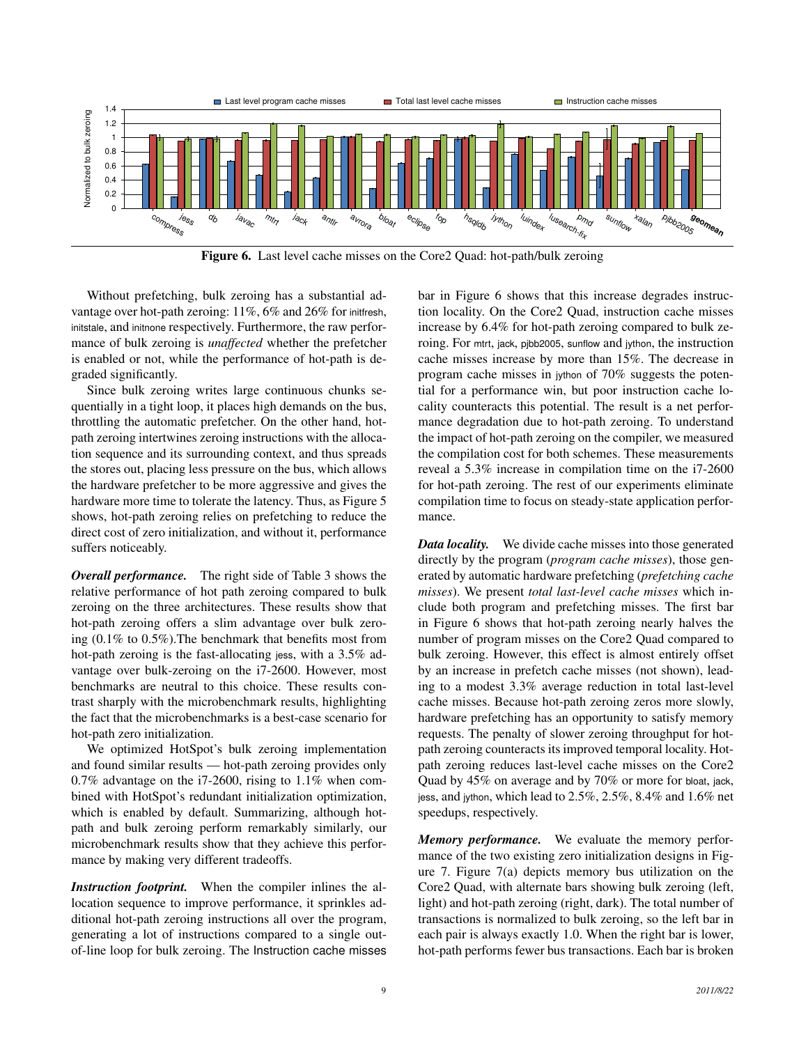**Figure 6.** Last level cache misses on the Core2 Quad: hot-path/bulk zeroing

Without prefetching, bulk zeroing has a substantial advantage over hot-path zeroing: 11%, 6% and 26% for initfresh, initstale, and initnone respectively. Furthermore, the raw performance of bulk zeroing is *unaffected* whether the prefetcher is enabled or not, while the performance of hot-path is degraded significantly.

Since bulk zeroing writes large continuous chunks sequentially in a tight loop, it places high demands on the bus, throttling the automatic prefetcher. On the other hand, hot-path zeroing intertwines zeroing instructions with the allocation sequence and its surrounding context, and thus spreads the stores out, placing less pressure on the bus, which allows the hardware prefetcher to be more aggressive and gives the hardware more time to tolerate the latency. Thus, as Figure 5 shows, hot-path zeroing relies on prefetching to reduce the direct cost of zero initialization, and without it, performance suffers noticeably.

***Overall performance.*** The right side of Table 3 shows the relative performance of hot path zeroing compared to bulk zeroing on the three architectures. These results show that hot-path zeroing offers a slim advantage over bulk zeroing (0.1% to 0.5%).The benchmark that benefits most from hot-path zeroing is the fast-allocating jess, with a 3.5% advantage over bulk-zeroing on the i7-2600. However, most benchmarks are neutral to this choice. These results contrast sharply with the microbenchmark results, highlighting the fact that the microbenchmarks is a best-case scenario for hot-path zero initialization.

We optimized HotSpot's bulk zeroing implementation and found similar results — hot-path zeroing provides only 0.7% advantage on the i7-2600, rising to 1.1% when combined with HotSpot's redundant initialization optimization, which is enabled by default. Summarizing, although hot-path and bulk zeroing perform remarkably similarly, our microbenchmark results show that they achieve this performance by making very different tradeoffs.

***Instruction footprint.*** When the compiler inlines the allocation sequence to improve performance, it sprinkles additional hot-path zeroing instructions all over the program, generating a lot of instructions compared to a single out-of-line loop for bulk zeroing. The Instruction cache misses bar in Figure 6 shows that this increase degrades instruction locality. On the Core2 Quad, instruction cache misses increase by 6.4% for hot-path zeroing compared to bulk zeroing. For mtrt, jack, pjbb2005, sunflow and jython, the instruction cache misses increase by more than 15%. The decrease in program cache misses in jython of 70% suggests the potential for a performance win, but poor instruction cache locality counteracts this potential. The result is a net performance degradation due to hot-path zeroing. To understand the impact of hot-path zeroing on the compiler, we measured the compilation cost for both schemes. These measurements reveal a 5.3% increase in compilation time on the i7-2600 for hot-path zeroing. The rest of our experiments eliminate compilation time to focus on steady-state application performance.

***Data locality.*** We divide cache misses into those generated directly by the program (*program cache misses*), those generated by automatic hardware prefetching (*prefetching cache misses*). We present *total last-level cache misses* which include both program and prefetching misses. The first bar in Figure 6 shows that hot-path zeroing nearly halves the number of program misses on the Core2 Quad compared to bulk zeroing. However, this effect is almost entirely offset by an increase in prefetch cache misses (not shown), leading to a modest 3.3% average reduction in total last-level cache misses. Because hot-path zeroing zeros more slowly, hardware prefetching has an opportunity to satisfy memory requests. The penalty of slower zeroing throughput for hot-path zeroing counteracts its improved temporal locality. Hot-path zeroing reduces last-level cache misses on the Core2 Quad by 45% on average and by 70% or more for bloat, jack, jess, and jython, which lead to 2.5%, 2.5%, 8.4% and 1.6% net speedups, respectively.

***Memory performance.*** We evaluate the memory performance of the two existing zero initialization designs in Figure 7. Figure 7(a) depicts memory bus utilization on the Core2 Quad, with alternate bars showing bulk zeroing (left, light) and hot-path zeroing (right, dark). The total number of transactions is normalized to bulk zeroing, so the left bar in each pair is always exactly 1.0. When the right bar is lower, hot-path performs fewer bus transactions. Each bar is broken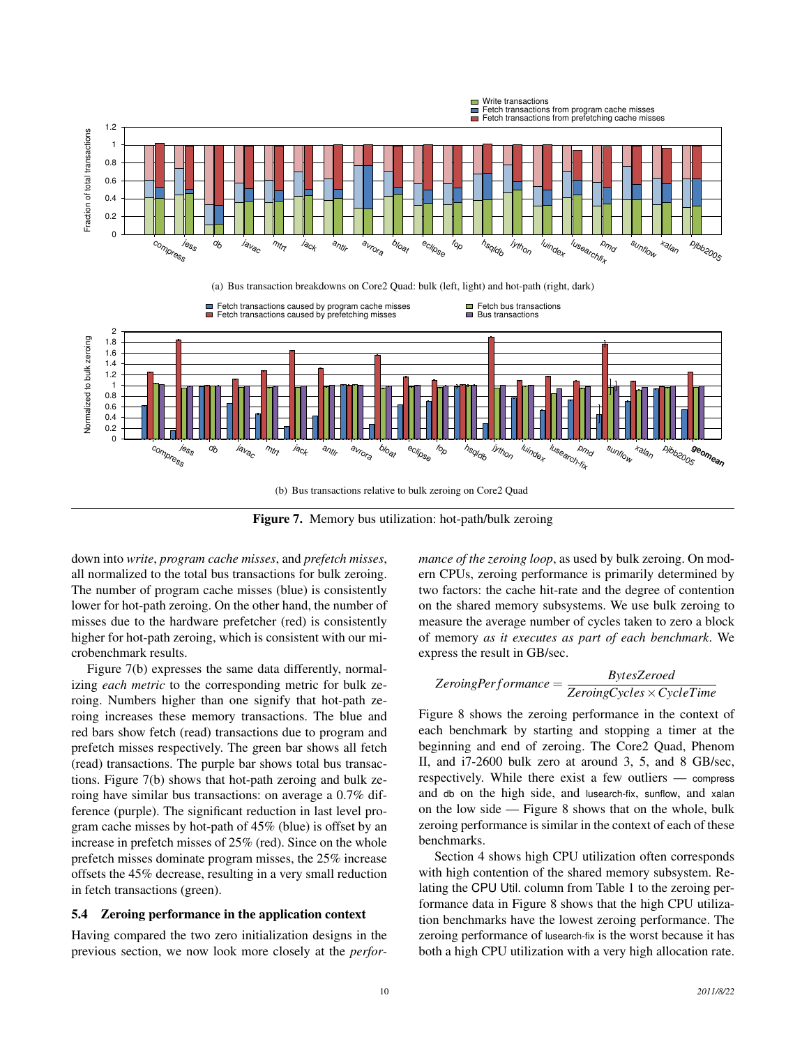(a) Bus transaction breakdowns on Core2 Quad: bulk (left, light) and hot-path (right, dark)

(b) Bus transactions relative to bulk zeroing on Core2 Quad

**Figure 7.** Memory bus utilization: hot-path/bulk zeroing

down into *write*, *program cache misses*, and *prefetch misses*, all normalized to the total bus transactions for bulk zeroing. The number of program cache misses (blue) is consistently lower for hot-path zeroing. On the other hand, the number of misses due to the hardware prefetcher (red) is consistently higher for hot-path zeroing, which is consistent with our microbenchmark results.

Figure 7(b) expresses the same data differently, normalizing *each metric* to the corresponding metric for bulk zeroing. Numbers higher than one signify that hot-path zeroing increases these memory transactions. The blue and red bars show fetch (read) transactions due to program and prefetch misses respectively. The green bar shows all fetch (read) transactions. The purple bar shows total bus transactions. Figure 7(b) shows that hot-path zeroing and bulk zeroing have similar bus transactions: on average a 0.7% difference (purple). The significant reduction in last level program cache misses by hot-path of 45% (blue) is offset by an increase in prefetch misses of 25% (red). Since on the whole prefetch misses dominate program misses, the 25% increase offsets the 45% decrease, resulting in a very small reduction in fetch transactions (green).

### 5.4 Zeroing performance in the application context

Having compared the two zero initialization designs in the previous section, we now look more closely at the *performance of the zeroing loop*, as used by bulk zeroing. On modern CPUs, zeroing performance is primarily determined by two factors: the cache hit-rate and the degree of contention on the shared memory subsystems. We use bulk zeroing to measure the average number of cycles taken to zero a block of memory *as it executes as part of each benchmark*. We express the result in GB/sec.

$$ZeroingPerformance = \frac{BytesZeroed}{ZeroingCycles \times CycleTime}$$

Figure 8 shows the zeroing performance in the context of each benchmark by starting and stopping a timer at the beginning and end of zeroing. The Core2 Quad, Phenom II, and i7-2600 bulk zero at around 3, 5, and 8 GB/sec, respectively. While there exist a few outliers — compress and db on the high side, and lusearch-fix, sunflow, and xalan on the low side — Figure 8 shows that on the whole, bulk zeroing performance is similar in the context of each of these benchmarks.

Section 4 shows high CPU utilization often corresponds with high contention of the shared memory subsystem. Relating the CPU Util. column from Table 1 to the zeroing performance data in Figure 8 shows that the high CPU utilization benchmarks have the lowest zeroing performance. The zeroing performance of lusearch-fix is the worst because it has both a high CPU utilization with a very high allocation rate.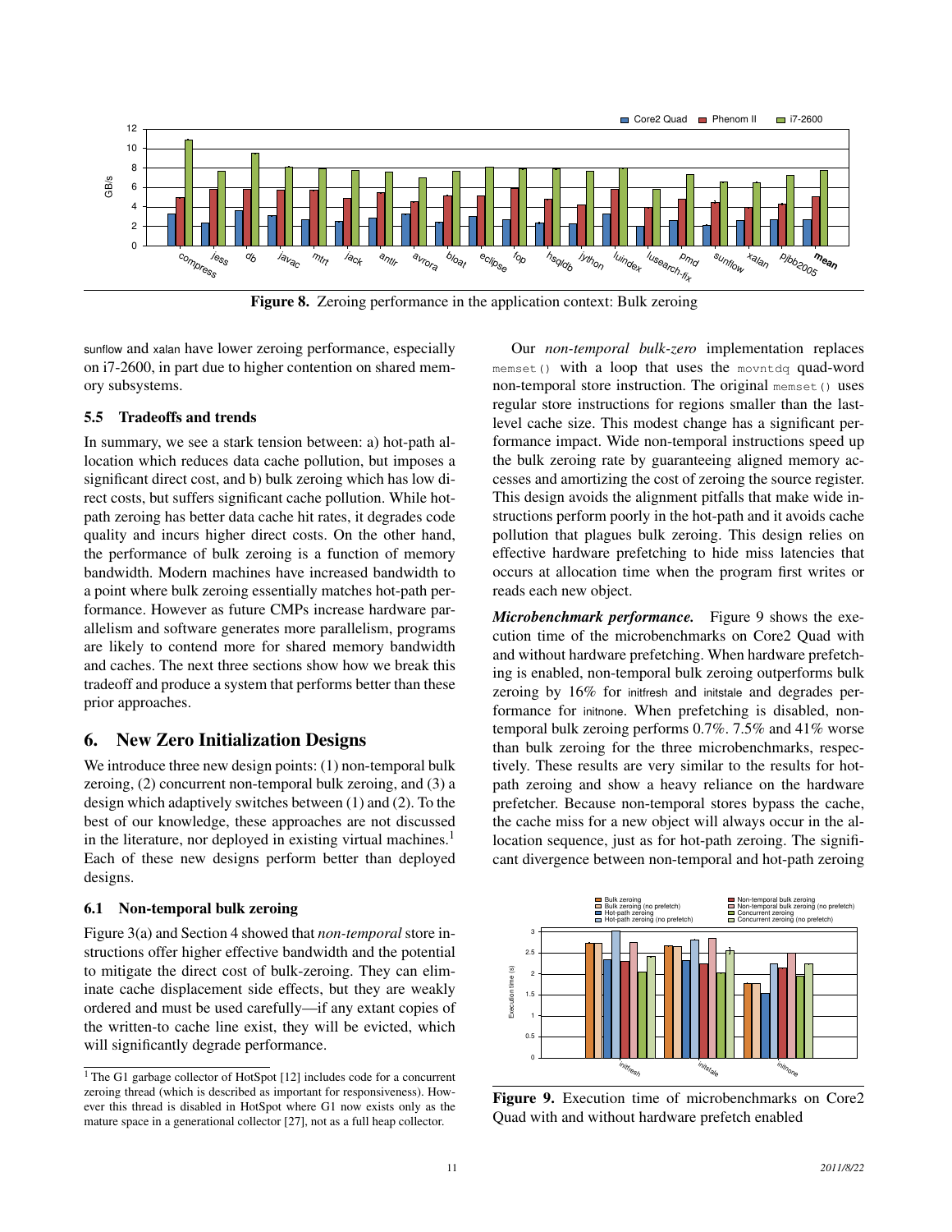Figure 8. Zeroing performance in the application context: Bulk zeroing

sunflow and xalan have lower zeroing performance, especially on i7-2600, in part due to higher contention on shared memory subsystems.

### 5.5 Tradeoffs and trends

In summary, we see a stark tension between: a) hot-path allocation which reduces data cache pollution, but imposes a significant direct cost, and b) bulk zeroing which has low direct costs, but suffers significant cache pollution. While hot-path zeroing has better data cache hit rates, it degrades code quality and incurs higher direct costs. On the other hand, the performance of bulk zeroing is a function of memory bandwidth. Modern machines have increased bandwidth to a point where bulk zeroing essentially matches hot-path performance. However as future CMPs increase hardware parallelism and software generates more parallelism, programs are likely to contend more for shared memory bandwidth and caches. The next three sections show how we break this tradeoff and produce a system that performs better than these prior approaches.

## 6. New Zero Initialization Designs

We introduce three new design points: (1) non-temporal bulk zeroing, (2) concurrent non-temporal bulk zeroing, and (3) a design which adaptively switches between (1) and (2). To the best of our knowledge, these approaches are not discussed in the literature, nor deployed in existing virtual machines.[1] Each of these new designs perform better than deployed designs.

### 6.1 Non-temporal bulk zeroing

Figure 3(a) and Section 4 showed that *non-temporal* store instructions offer higher effective bandwidth and the potential to mitigate the direct cost of bulk-zeroing. They can eliminate cache displacement side effects, but they are weakly ordered and must be used carefully—if any extant copies of the written-to cache line exist, they will be evicted, which will significantly degrade performance.

[1] The G1 garbage collector of HotSpot [12] includes code for a concurrent zeroing thread (which is described as important for responsiveness). However this thread is disabled in HotSpot where G1 now exists only as the mature space in a generational collector [27], not as a full heap collector.

Our *non-temporal bulk-zero* implementation replaces `memset()` with a loop that uses the `movntdq` quad-word non-temporal store instruction. The original `memset()` uses regular store instructions for regions smaller than the last-level cache size. This modest change has a significant performance impact. Wide non-temporal instructions speed up the bulk zeroing rate by guaranteeing aligned memory accesses and amortizing the cost of zeroing the source register. This design avoids the alignment pitfalls that make wide instructions perform poorly in the hot-path and it avoids cache pollution that plagues bulk zeroing. This design relies on effective hardware prefetching to hide miss latencies that occurs at allocation time when the program first writes or reads each new object.

***Microbenchmark performance.*** Figure 9 shows the execution time of the microbenchmarks on Core2 Quad with and without hardware prefetching. When hardware prefetching is enabled, non-temporal bulk zeroing outperforms bulk zeroing by 16% for initfresh and initstale and degrades performance for initnone. When prefetching is disabled, non-temporal bulk zeroing performs 0.7%. 7.5% and 41% worse than bulk zeroing for the three microbenchmarks, respectively. These results are very similar to the results for hot-path zeroing and show a heavy reliance on the hardware prefetcher. Because non-temporal stores bypass the cache, the cache miss for a new object will always occur in the allocation sequence, just as for hot-path zeroing. The significant divergence between non-temporal and hot-path zeroing

Figure 9. Execution time of microbenchmarks on Core2 Quad with and without hardware prefetch enabled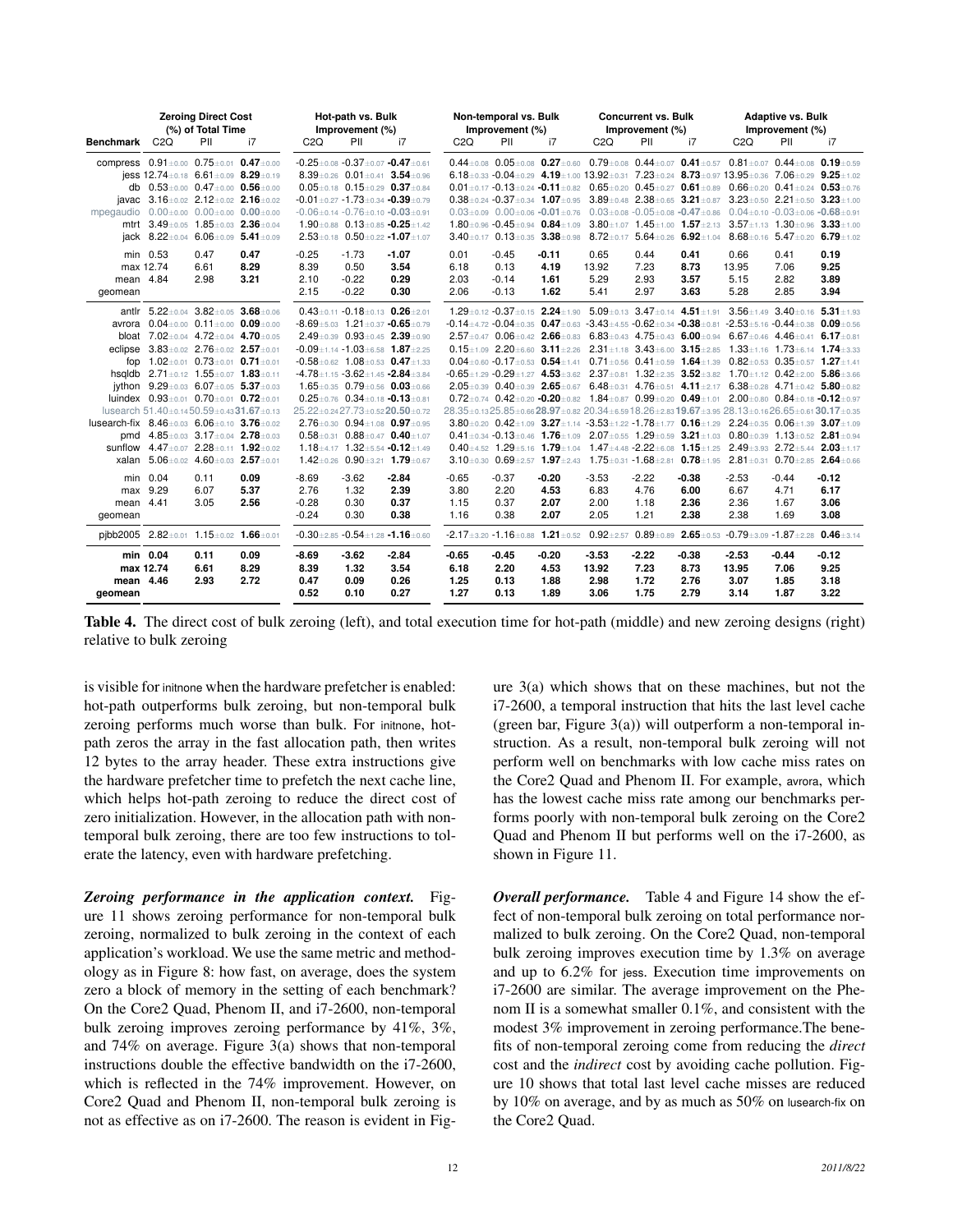| Benchmark | Zeroing Direct Cost (%) of Total Time C2Q | PII | i7 | Hot-path vs. Bulk Improvement (%) C2Q | PII | i7 | Non-temporal vs. Bulk Improvement (%) C2Q | PII | i7 | Concurrent vs. Bulk Improvement (%) C2Q | PII | i7 | Adaptive vs. Bulk Improvement (%) C2Q | PII | i7 |
|---|---|---|---|---|---|---|---|---|---|---|---|---|---|---|---|
| compress | 0.91±0.00 | 0.75±0.01 | **0.47**±0.00 | -0.25±0.08 | -0.37±0.07 | **-0.47**±0.61 | 0.44±0.08 | 0.05±0.08 | **0.27**±0.60 | 0.79±0.08 | 0.44±0.07 | **0.41**±0.57 | 0.81±0.07 | 0.44±0.08 | **0.19**±0.59 |
| jess | 12.74±0.18 | 6.61±0.09 | **8.29**±0.19 | 8.39±0.26 | 0.01±0.41 | **3.54**±0.96 | 6.18±0.33 | -0.04±0.29 | **4.19**±1.00 | 13.92±0.31 | 7.23±0.24 | **8.73**±0.97 | 13.95±0.36 | 7.06±0.29 | **9.25**±1.02 |
| db | 0.53±0.00 | 0.47±0.00 | **0.56**±0.00 | 0.05±0.18 | 0.15±0.29 | **0.37**±0.84 | 0.01±0.17 | -0.13±0.24 | **-0.11**±0.82 | 0.65±0.20 | 0.45±0.27 | **0.61**±0.89 | 0.66±0.20 | 0.41±0.24 | **0.53**±0.76 |
| javac | 3.16±0.02 | 2.12±0.02 | **2.16**±0.02 | -0.01±0.27 | -1.73±0.34 | **-0.39**±0.79 | 0.38±0.24 | -0.37±0.34 | **1.07**±0.95 | 3.89±0.48 | 2.38±0.65 | **3.21**±0.87 | 3.23±0.50 | 2.21±0.50 | **3.23**±1.00 |
| mpegaudio | 0.00±0.00 | 0.00±0.00 | **0.00**±0.00 | -0.06±0.14 | -0.76±0.10 | **-0.03**±0.91 | 0.03±0.09 | 0.00±0.06 | **-0.01**±0.76 | 0.03±0.08 | -0.05±0.08 | **-0.47**±0.86 | 0.04±0.10 | -0.03±0.06 | **-0.68**±0.91 |
| mtrt | 3.49±0.05 | 1.85±0.03 | **2.36**±0.04 | 1.90±0.88 | 0.13±0.85 | **-0.25**±1.42 | 1.80±0.96 | -0.45±0.94 | **0.84**±1.09 | 3.80±1.07 | 1.45±1.00 | **1.57**±2.13 | 3.57±1.13 | 1.30±0.96 | **3.33**±1.00 |
| jack | 8.22±0.04 | 6.06±0.09 | **5.41**±0.09 | 2.53±0.18 | 0.50±0.22 | **-1.07**±1.07 | 3.40±0.17 | 0.13±0.35 | **3.38**±0.98 | 8.72±0.17 | 5.64±0.26 | **6.92**±1.04 | 8.68±0.16 | 5.47±0.20 | **6.79**±1.02 |
| min | 0.53 | 0.47 | **0.47** | -0.25 | -1.73 | **-1.07** | 0.01 | -0.45 | **-0.11** | 0.65 | 0.44 | **0.41** | 0.66 | 0.41 | **0.19** |
| max | 12.74 | 6.61 | **8.29** | 8.39 | 0.50 | **3.54** | 6.18 | 0.13 | **4.19** | 13.92 | 7.23 | **8.73** | 13.95 | 7.06 | **9.25** |
| mean | 4.84 | 2.98 | **3.21** | 2.10 | -0.22 | **0.29** | 2.03 | -0.14 | **1.61** | 5.29 | 2.93 | **3.57** | 5.15 | 2.82 | **3.89** |
| geomean | | | | 2.15 | -0.22 | **0.30** | 2.06 | -0.13 | **1.62** | 5.41 | 2.97 | **3.63** | 5.28 | 2.85 | **3.94** |
| antlr | 5.22±0.04 | 3.82±0.05 | **3.68**±0.06 | 0.43±0.11 | -0.18±0.13 | **0.26**±2.01 | 1.29±0.12 | -0.37±0.15 | **2.24**±1.90 | 5.09±0.13 | 3.47±0.14 | **4.51**±1.91 | 3.56±1.49 | 3.40±0.16 | **5.31**±1.93 |
| avrora | 0.04±0.00 | 0.11±0.00 | **0.09**±0.00 | -8.69±5.03 | 1.21±0.37 | **-0.65**±0.79 | -0.14±4.72 | -0.04±0.35 | **0.47**±0.63 | -3.43±4.55 | -0.62±0.34 | **-0.38**±0.81 | -2.53±5.16 | -0.44±0.38 | **0.09**±0.56 |
| bloat | 7.02±0.04 | 4.72±0.04 | **4.70**±0.05 | 2.49±0.39 | 0.93±0.45 | **2.39**±0.90 | 2.57±0.47 | 0.06±0.42 | **2.66**±0.83 | 6.83±0.43 | 4.75±0.43 | **6.00**±0.94 | 6.67±0.46 | 4.46±0.41 | **6.17**±0.81 |
| eclipse | 3.83±0.02 | 2.76±0.02 | **2.57**±0.01 | -0.09±1.14 | -1.03±6.58 | **1.87**±2.25 | 0.15±1.09 | 2.20±6.60 | **3.11**±2.26 | 2.31±1.18 | 3.43±6.00 | **3.15**±2.85 | 1.33±1.16 | 1.73±6.14 | **1.74**±3.33 |
| fop | 1.02±0.01 | 0.73±0.01 | **0.71**±0.01 | -0.58±0.62 | 1.08±0.53 | **0.47**±1.33 | 0.04±0.60 | -0.17±0.53 | **0.54**±1.41 | 0.71±0.56 | 0.41±0.59 | **1.64**±1.39 | 0.82±0.53 | 0.35±0.57 | **1.27**±1.41 |
| hsqldb | 2.71±0.12 | 1.55±0.07 | **1.83**±0.11 | -4.78±1.15 | -3.62±1.45 | **-2.84**±3.84 | -0.65±1.29 | -0.29±1.27 | **4.53**±3.62 | 2.37±0.81 | 1.32±2.35 | **3.52**±3.82 | 1.70±1.12 | 0.42±2.00 | **5.86**±3.66 |
| jython | 9.29±0.03 | 6.07±0.05 | **5.37**±0.03 | 1.65±0.35 | 0.79±0.56 | **0.03**±0.66 | 2.05±0.39 | 0.40±0.39 | **2.65**±0.67 | 6.48±0.31 | 4.76±0.51 | **4.11**±2.17 | 6.38±0.28 | 4.71±0.42 | **5.80**±0.82 |
| luindex | 0.93±0.01 | 0.70±0.01 | **0.72**±0.01 | 0.25±0.76 | 0.34±0.18 | **-0.13**±0.81 | 0.72±0.74 | 0.42±0.20 | **-0.20**±0.82 | 1.84±0.87 | 0.99±0.20 | **0.49**±1.01 | 2.00±0.80 | 0.84±0.18 | **-0.12**±0.97 |
| lusearch | 51.40±0.14 | 50.59±0.43 | **31.67**±0.13 | 25.22±0.24 | 27.73±0.52 | **20.50**±0.72 | 28.35±0.13 | 25.85±0.66 | **28.97**±0.82 | 20.34±6.59 | 18.26±2.83 | **19.67**±3.95 | 28.13±0.16 | 26.65±0.61 | **30.17**±0.35 |
| lusearch-fix | 8.46±0.03 | 6.06±0.10 | **3.76**±0.02 | 2.76±0.30 | 0.94±1.08 | **0.97**±0.95 | 3.80±0.20 | 0.42±1.09 | **3.27**±1.14 | -3.53±1.22 | -1.78±1.77 | **0.16**±1.29 | 2.24±0.35 | 0.06±1.39 | **3.07**±1.09 |
| pmd | 4.85±0.03 | 3.17±0.04 | **2.78**±0.03 | 0.58±0.31 | 0.88±0.47 | **0.40**±1.07 | 0.41±0.34 | -0.13±0.46 | **1.76**±1.09 | 2.07±0.55 | 1.29±0.59 | **3.21**±1.03 | 0.80±0.39 | 1.13±0.52 | **2.81**±0.94 |
| sunflow | 4.47±0.07 | 2.28±0.11 | **1.92**±0.02 | 1.18±4.17 | 1.32±5.54 | **-0.12**±1.49 | 0.40±4.52 | 1.29±5.16 | **1.79**±1.04 | 1.47±4.48 | -2.22±6.08 | **1.15**±1.25 | 2.49±3.93 | 2.72±5.44 | **2.03**±1.17 |
| xalan | 5.06±0.02 | 4.60±0.03 | **2.57**±0.01 | 1.42±0.26 | 0.90±3.21 | **1.79**±0.67 | 3.10±0.30 | 0.69±2.57 | **1.97**±2.43 | 1.75±0.31 | -1.68±2.81 | **0.78**±1.95 | 2.81±0.31 | 0.70±2.85 | **2.64**±0.66 |
| min | 0.04 | 0.11 | **0.09** | -8.69 | -3.62 | **-2.84** | -0.65 | -0.37 | **-0.20** | -3.53 | -2.22 | **-0.38** | -2.53 | -0.44 | **-0.12** |
| max | 9.29 | 6.07 | **5.37** | 2.76 | 1.32 | **2.39** | 3.80 | 2.20 | **4.53** | 6.83 | 4.76 | **6.00** | 6.67 | 4.71 | **6.17** |
| mean | 4.41 | 3.05 | **2.56** | -0.28 | 0.30 | **0.37** | 1.15 | 0.37 | **2.07** | 2.00 | 1.18 | **2.36** | 2.36 | 1.67 | **3.06** |
| geomean | | | | -0.24 | 0.30 | **0.38** | 1.16 | 0.38 | **2.07** | 2.05 | 1.21 | **2.38** | 2.38 | 1.69 | **3.08** |
| pjbb2005 | 2.82±0.01 | 1.15±0.02 | **1.66**±0.01 | -0.30±2.85 | -0.54±1.28 | **-1.16**±0.60 | -2.17±3.20 | -1.16±0.88 | **1.21**±0.52 | 0.92±2.57 | 0.89±0.89 | **2.65**±0.53 | -0.79±3.09 | -1.87±2.28 | **0.46**±3.14 |
| **min** | **0.04** | **0.11** | **0.09** | **-8.69** | **-3.62** | **-2.84** | **-0.65** | **-0.45** | **-0.20** | **-3.53** | **-2.22** | **-0.38** | **-2.53** | **-0.44** | **-0.12** |
| **max** | **12.74** | **6.61** | **8.29** | **8.39** | **1.32** | **3.54** | **6.18** | **2.20** | **4.53** | **13.92** | **7.23** | **8.73** | **13.95** | **7.06** | **9.25** |
| **mean** | **4.46** | **2.93** | **2.72** | **0.47** | **0.09** | **0.26** | **1.25** | **0.13** | **1.88** | **2.98** | **1.72** | **2.76** | **3.07** | **1.85** | **3.18** |
| **geomean** | | | | **0.52** | **0.10** | **0.27** | **1.27** | **0.13** | **1.89** | **3.06** | **1.75** | **2.79** | **3.14** | **1.87** | **3.22** |

**Table 4.** The direct cost of bulk zeroing (left), and total execution time for hot-path (middle) and new zeroing designs (right) relative to bulk zeroing

is visible for initnone when the hardware prefetcher is enabled: hot-path outperforms bulk zeroing, but non-temporal bulk zeroing performs much worse than bulk. For initnone, hot-path zeros the array in the fast allocation path, then writes 12 bytes to the array header. These extra instructions give the hardware prefetcher time to prefetch the next cache line, which helps hot-path zeroing to reduce the direct cost of zero initialization. However, in the allocation path with non-temporal bulk zeroing, there are too few instructions to tolerate the latency, even with hardware prefetching.

***Zeroing performance in the application context.*** Figure 11 shows zeroing performance for non-temporal bulk zeroing, normalized to bulk zeroing in the context of each application's workload. We use the same metric and methodology as in Figure 8: how fast, on average, does the system zero a block of memory in the setting of each benchmark? On the Core2 Quad, Phenom II, and i7-2600, non-temporal bulk zeroing improves zeroing performance by 41%, 3%, and 74% on average. Figure 3(a) shows that non-temporal instructions double the effective bandwidth on the i7-2600, which is reflected in the 74% improvement. However, on Core2 Quad and Phenom II, non-temporal bulk zeroing is not as effective as on i7-2600. The reason is evident in Figure 3(a) which shows that on these machines, but not the i7-2600, a temporal instruction that hits the last level cache (green bar, Figure 3(a)) will outperform a non-temporal instruction. As a result, non-temporal bulk zeroing will not perform well on benchmarks with low cache miss rates on the Core2 Quad and Phenom II. For example, avrora, which has the lowest cache miss rate among our benchmarks performs poorly with non-temporal bulk zeroing on the Core2 Quad and Phenom II but performs well on the i7-2600, as shown in Figure 11.

***Overall performance.*** Table 4 and Figure 14 show the effect of non-temporal bulk zeroing on total performance normalized to bulk zeroing. On the Core2 Quad, non-temporal bulk zeroing improves execution time by 1.3% on average and up to 6.2% for jess. Execution time improvements on i7-2600 are similar. The average improvement on the Phenom II is a somewhat smaller 0.1%, and consistent with the modest 3% improvement in zeroing performance.The benefits of non-temporal zeroing come from reducing the *direct* cost and the *indirect* cost by avoiding cache pollution. Figure 10 shows that total last level cache misses are reduced by 10% on average, and by as much as 50% on lusearch-fix on the Core2 Quad.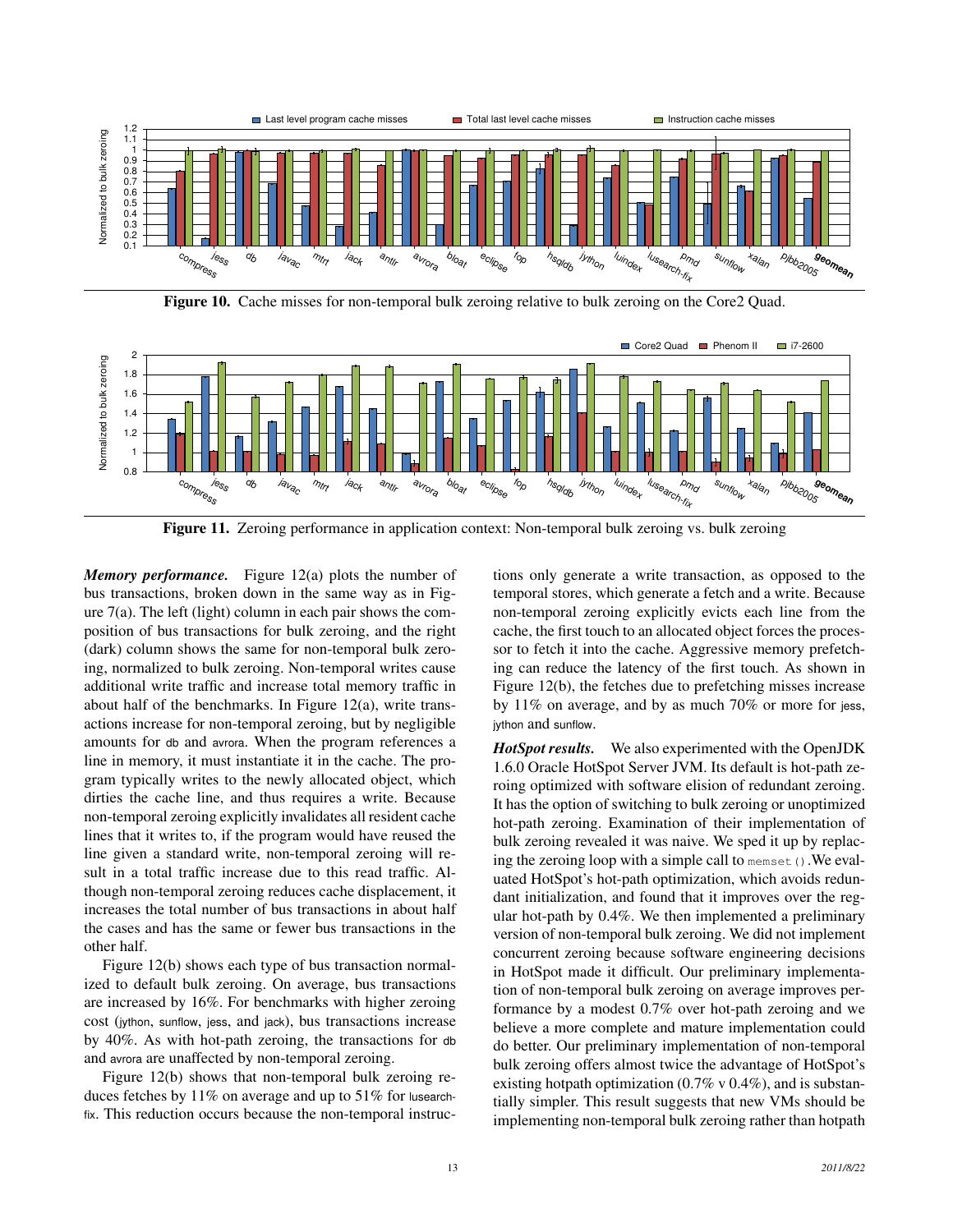Figure 10. Cache misses for non-temporal bulk zeroing relative to bulk zeroing on the Core2 Quad.

Figure 11. Zeroing performance in application context: Non-temporal bulk zeroing vs. bulk zeroing

***Memory performance.*** Figure 12(a) plots the number of bus transactions, broken down in the same way as in Figure 7(a). The left (light) column in each pair shows the composition of bus transactions for bulk zeroing, and the right (dark) column shows the same for non-temporal bulk zeroing, normalized to bulk zeroing. Non-temporal writes cause additional write traffic and increase total memory traffic in about half of the benchmarks. In Figure 12(a), write transactions increase for non-temporal zeroing, but by negligible amounts for db and avrora. When the program references a line in memory, it must instantiate it in the cache. The program typically writes to the newly allocated object, which dirties the cache line, and thus requires a write. Because non-temporal zeroing explicitly invalidates all resident cache lines that it writes to, if the program would have reused the line given a standard write, non-temporal zeroing will result in a total traffic increase due to this read traffic. Although non-temporal zeroing reduces cache displacement, it increases the total number of bus transactions in about half the cases and has the same or fewer bus transactions in the other half.

Figure 12(b) shows each type of bus transaction normalized to default bulk zeroing. On average, bus transactions are increased by 16%. For benchmarks with higher zeroing cost (jython, sunflow, jess, and jack), bus transactions increase by 40%. As with hot-path zeroing, the transactions for db and avrora are unaffected by non-temporal zeroing.

Figure 12(b) shows that non-temporal bulk zeroing reduces fetches by 11% on average and up to 51% for lusearch-fix. This reduction occurs because the non-temporal instructions only generate a write transaction, as opposed to the temporal stores, which generate a fetch and a write. Because non-temporal zeroing explicitly evicts each line from the cache, the first touch to an allocated object forces the processor to fetch it into the cache. Aggressive memory prefetching can reduce the latency of the first touch. As shown in Figure 12(b), the fetches due to prefetching misses increase by 11% on average, and by as much 70% or more for jess, jython and sunflow.

***HotSpot results.*** We also experimented with the OpenJDK 1.6.0 Oracle HotSpot Server JVM. Its default is hot-path zeroing optimized with software elision of redundant zeroing. It has the option of switching to bulk zeroing or unoptimized hot-path zeroing. Examination of their implementation of bulk zeroing revealed it was naive. We sped it up by replacing the zeroing loop with a simple call to `memset()`.We evaluated HotSpot's hot-path optimization, which avoids redundant initialization, and found that it improves over the regular hot-path by 0.4%. We then implemented a preliminary version of non-temporal bulk zeroing. We did not implement concurrent zeroing because software engineering decisions in HotSpot made it difficult. Our preliminary implementation of non-temporal bulk zeroing on average improves performance by a modest 0.7% over hot-path zeroing and we believe a more complete and mature implementation could do better. Our preliminary implementation of non-temporal bulk zeroing offers almost twice the advantage of HotSpot's existing hotpath optimization (0.7% v 0.4%), and is substantially simpler. This result suggests that new VMs should be implementing non-temporal bulk zeroing rather than hotpath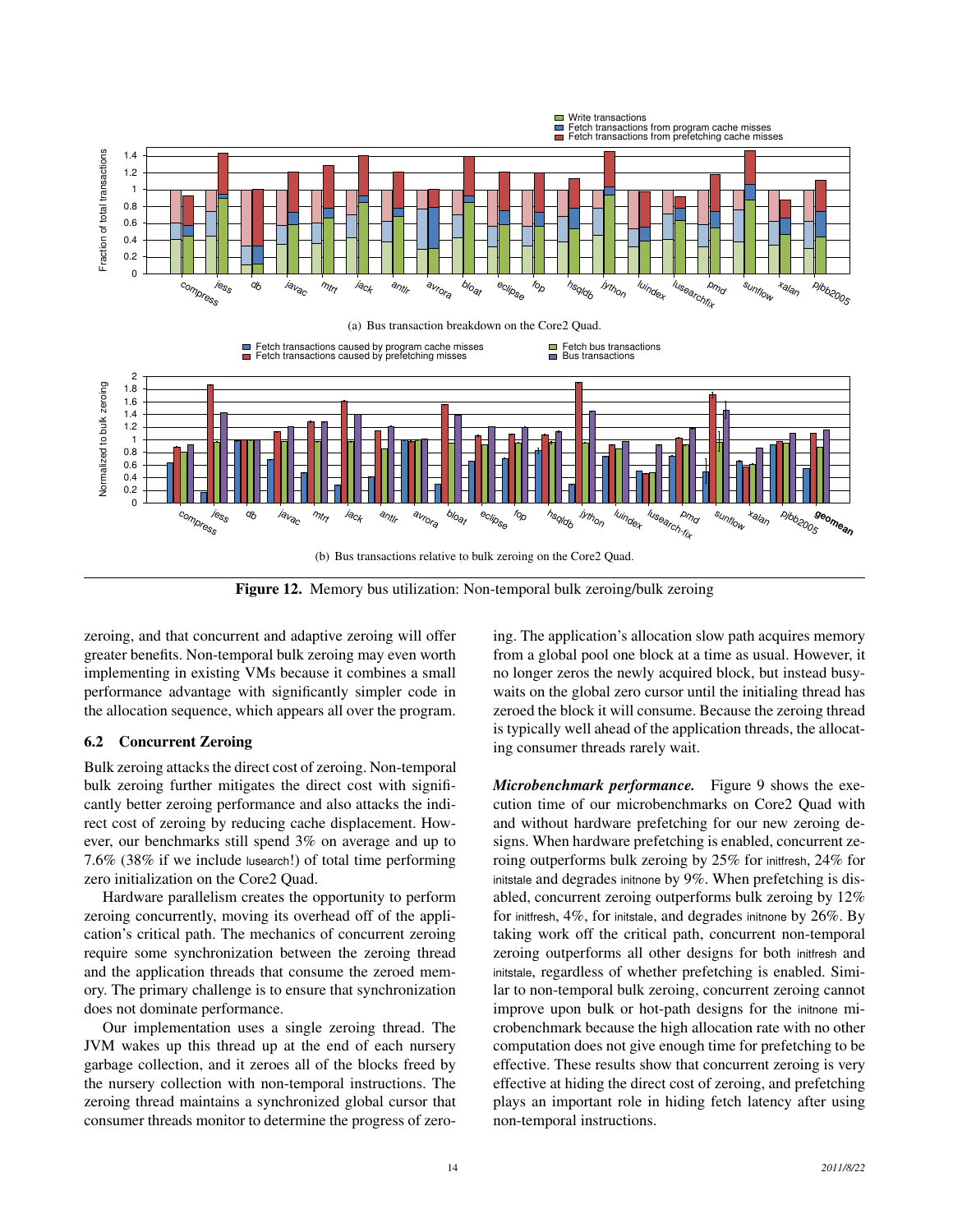(a) Bus transaction breakdown on the Core2 Quad.

(b) Bus transactions relative to bulk zeroing on the Core2 Quad.

**Figure 12.** Memory bus utilization: Non-temporal bulk zeroing/bulk zeroing

zeroing, and that concurrent and adaptive zeroing will offer greater benefits. Non-temporal bulk zeroing may even worth implementing in existing VMs because it combines a small performance advantage with significantly simpler code in the allocation sequence, which appears all over the program.

### 6.2 Concurrent Zeroing

Bulk zeroing attacks the direct cost of zeroing. Non-temporal bulk zeroing further mitigates the direct cost with significantly better zeroing performance and also attacks the indirect cost of zeroing by reducing cache displacement. However, our benchmarks still spend 3% on average and up to 7.6% (38% if we include lusearch!) of total time performing zero initialization on the Core2 Quad.

Hardware parallelism creates the opportunity to perform zeroing concurrently, moving its overhead off of the application's critical path. The mechanics of concurrent zeroing require some synchronization between the zeroing thread and the application threads that consume the zeroed memory. The primary challenge is to ensure that synchronization does not dominate performance.

Our implementation uses a single zeroing thread. The JVM wakes up this thread up at the end of each nursery garbage collection, and it zeroes all of the blocks freed by the nursery collection with non-temporal instructions. The zeroing thread maintains a synchronized global cursor that consumer threads monitor to determine the progress of zeroing. The application's allocation slow path acquires memory from a global pool one block at a time as usual. However, it no longer zeros the newly acquired block, but instead busy-waits on the global zero cursor until the initialing thread has zeroed the block it will consume. Because the zeroing thread is typically well ahead of the application threads, the allocating consumer threads rarely wait.

***Microbenchmark performance.*** Figure 9 shows the execution time of our microbenchmarks on Core2 Quad with and without hardware prefetching for our new zeroing designs. When hardware prefetching is enabled, concurrent zeroing outperforms bulk zeroing by 25% for initfresh, 24% for initstale and degrades initnone by 9%. When prefetching is disabled, concurrent zeroing outperforms bulk zeroing by 12% for initfresh, 4%, for initstale, and degrades initnone by 26%. By taking work off the critical path, concurrent non-temporal zeroing outperforms all other designs for both initfresh and initstale, regardless of whether prefetching is enabled. Similar to non-temporal bulk zeroing, concurrent zeroing cannot improve upon bulk or hot-path designs for the initnone microbenchmark because the high allocation rate with no other computation does not give enough time for prefetching to be effective. These results show that concurrent zeroing is very effective at hiding the direct cost of zeroing, and prefetching plays an important role in hiding fetch latency after using non-temporal instructions.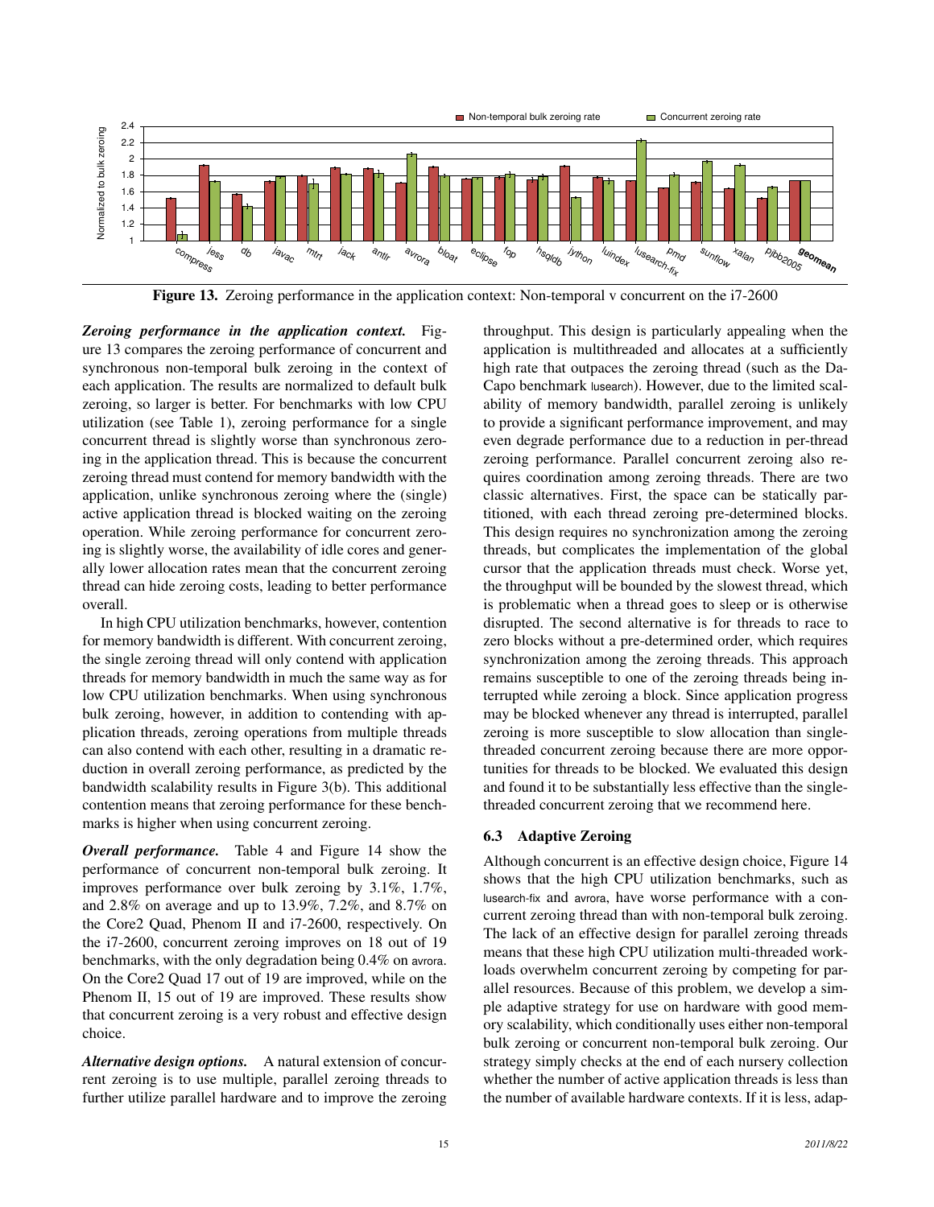**Figure 13.** Zeroing performance in the application context: Non-temporal v concurrent on the i7-2600

***Zeroing performance in the application context.*** Figure 13 compares the zeroing performance of concurrent and synchronous non-temporal bulk zeroing in the context of each application. The results are normalized to default bulk zeroing, so larger is better. For benchmarks with low CPU utilization (see Table 1), zeroing performance for a single concurrent thread is slightly worse than synchronous zeroing in the application thread. This is because the concurrent zeroing thread must contend for memory bandwidth with the application, unlike synchronous zeroing where the (single) active application thread is blocked waiting on the zeroing operation. While zeroing performance for concurrent zeroing is slightly worse, the availability of idle cores and generally lower allocation rates mean that the concurrent zeroing thread can hide zeroing costs, leading to better performance overall.

In high CPU utilization benchmarks, however, contention for memory bandwidth is different. With concurrent zeroing, the single zeroing thread will only contend with application threads for memory bandwidth in much the same way as for low CPU utilization benchmarks. When using synchronous bulk zeroing, however, in addition to contending with application threads, zeroing operations from multiple threads can also contend with each other, resulting in a dramatic reduction in overall zeroing performance, as predicted by the bandwidth scalability results in Figure 3(b). This additional contention means that zeroing performance for these benchmarks is higher when using concurrent zeroing.

***Overall performance.*** Table 4 and Figure 14 show the performance of concurrent non-temporal bulk zeroing. It improves performance over bulk zeroing by 3.1%, 1.7%, and 2.8% on average and up to 13.9%, 7.2%, and 8.7% on the Core2 Quad, Phenom II and i7-2600, respectively. On the i7-2600, concurrent zeroing improves on 18 out of 19 benchmarks, with the only degradation being 0.4% on avrora. On the Core2 Quad 17 out of 19 are improved, while on the Phenom II, 15 out of 19 are improved. These results show that concurrent zeroing is a very robust and effective design choice.

***Alternative design options.*** A natural extension of concurrent zeroing is to use multiple, parallel zeroing threads to further utilize parallel hardware and to improve the zeroing throughput. This design is particularly appealing when the application is multithreaded and allocates at a sufficiently high rate that outpaces the zeroing thread (such as the DaCapo benchmark lusearch). However, due to the limited scalability of memory bandwidth, parallel zeroing is unlikely to provide a significant performance improvement, and may even degrade performance due to a reduction in per-thread zeroing performance. Parallel concurrent zeroing also requires coordination among zeroing threads. There are two classic alternatives. First, the space can be statically partitioned, with each thread zeroing pre-determined blocks. This design requires no synchronization among the zeroing threads, but complicates the implementation of the global cursor that the application threads must check. Worse yet, the throughput will be bounded by the slowest thread, which is problematic when a thread goes to sleep or is otherwise disrupted. The second alternative is for threads to race to zero blocks without a pre-determined order, which requires synchronization among the zeroing threads. This approach remains susceptible to one of the zeroing threads being interrupted while zeroing a block. Since application progress may be blocked whenever any thread is interrupted, parallel zeroing is more susceptible to slow allocation than single-threaded concurrent zeroing because there are more opportunities for threads to be blocked. We evaluated this design and found it to be substantially less effective than the single-threaded concurrent zeroing that we recommend here.

### 6.3 Adaptive Zeroing

Although concurrent is an effective design choice, Figure 14 shows that the high CPU utilization benchmarks, such as lusearch-fix and avrora, have worse performance with a concurrent zeroing thread than with non-temporal bulk zeroing. The lack of an effective design for parallel zeroing threads means that these high CPU utilization multi-threaded workloads overwhelm concurrent zeroing by competing for parallel resources. Because of this problem, we develop a simple adaptive strategy for use on hardware with good memory scalability, which conditionally uses either non-temporal bulk zeroing or concurrent non-temporal bulk zeroing. Our strategy simply checks at the end of each nursery collection whether the number of active application threads is less than the number of available hardware contexts. If it is less, adap-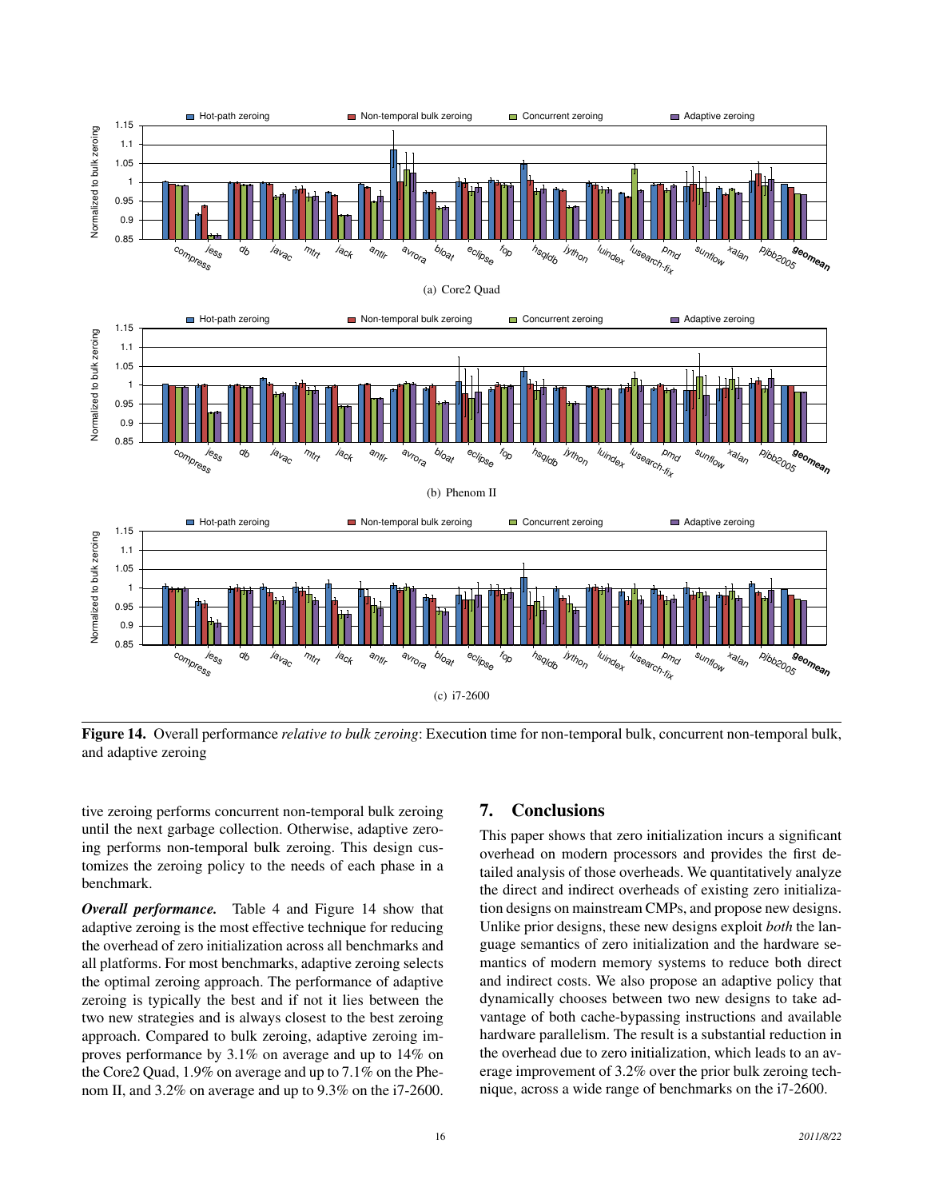(a) Core2 Quad

(b) Phenom II

(c) i7-2600

**Figure 14.** Overall performance *relative to bulk zeroing*: Execution time for non-temporal bulk, concurrent non-temporal bulk, and adaptive zeroing

tive zeroing performs concurrent non-temporal bulk zeroing until the next garbage collection. Otherwise, adaptive zeroing performs non-temporal bulk zeroing. This design customizes the zeroing policy to the needs of each phase in a benchmark.

***Overall performance.*** Table 4 and Figure 14 show that adaptive zeroing is the most effective technique for reducing the overhead of zero initialization across all benchmarks and all platforms. For most benchmarks, adaptive zeroing selects the optimal zeroing approach. The performance of adaptive zeroing is typically the best and if not it lies between the two new strategies and is always closest to the best zeroing approach. Compared to bulk zeroing, adaptive zeroing improves performance by 3.1% on average and up to 14% on the Core2 Quad, 1.9% on average and up to 7.1% on the Phenom II, and 3.2% on average and up to 9.3% on the i7-2600.

## 7. Conclusions

This paper shows that zero initialization incurs a significant overhead on modern processors and provides the first detailed analysis of those overheads. We quantitatively analyze the direct and indirect overheads of existing zero initialization designs on mainstream CMPs, and propose new designs. Unlike prior designs, these new designs exploit *both* the language semantics of zero initialization and the hardware semantics of modern memory systems to reduce both direct and indirect costs. We also propose an adaptive policy that dynamically chooses between two new designs to take advantage of both cache-bypassing instructions and available hardware parallelism. The result is a substantial reduction in the overhead due to zero initialization, which leads to an average improvement of 3.2% over the prior bulk zeroing technique, across a wide range of benchmarks on the i7-2600.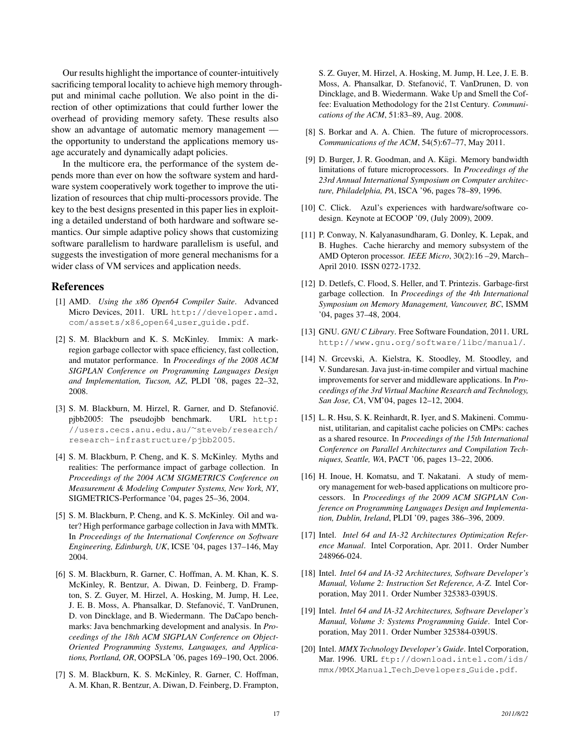Our results highlight the importance of counter-intuitively sacrificing temporal locality to achieve high memory throughput and minimal cache pollution. We also point in the direction of other optimizations that could further lower the overhead of providing memory safety. These results also show an advantage of automatic memory management — the opportunity to understand the applications memory usage accurately and dynamically adapt policies.

In the multicore era, the performance of the system depends more than ever on how the software system and hardware system cooperatively work together to improve the utilization of resources that chip multi-processors provide. The key to the best designs presented in this paper lies in exploiting a detailed understand of both hardware and software semantics. Our simple adaptive policy shows that customizing software parallelism to hardware parallelism is useful, and suggests the investigation of more general mechanisms for a wider class of VM services and application needs.

## References

[1] AMD. *Using the x86 Open64 Compiler Suite*. Advanced Micro Devices, 2011. URL http://developer.amd.com/assets/x86_open64_user_guide.pdf.

[2] S. M. Blackburn and K. S. McKinley. Immix: A mark-region garbage collector with space efficiency, fast collection, and mutator performance. In *Proceedings of the 2008 ACM SIGPLAN Conference on Programming Languages Design and Implementation, Tucson, AZ*, PLDI '08, pages 22–32, 2008.

[3] S. M. Blackburn, M. Hirzel, R. Garner, and D. Stefanović. pjbb2005: The pseudojbb benchmark. URL http://users.cecs.anu.edu.au/~steveb/research/research-infrastructure/pjbb2005.

[4] S. M. Blackburn, P. Cheng, and K. S. McKinley. Myths and realities: The performance impact of garbage collection. In *Proceedings of the 2004 ACM SIGMETRICS Conference on Measurement & Modeling Computer Systems, New York, NY*, SIGMETRICS-Performance '04, pages 25–36, 2004.

[5] S. M. Blackburn, P. Cheng, and K. S. McKinley. Oil and water? High performance garbage collection in Java with MMTk. In *Proceedings of the International Conference on Software Engineering, Edinburgh, UK*, ICSE '04, pages 137–146, May 2004.

[6] S. M. Blackburn, R. Garner, C. Hoffman, A. M. Khan, K. S. McKinley, R. Bentzur, A. Diwan, D. Feinberg, D. Frampton, S. Z. Guyer, M. Hirzel, A. Hosking, M. Jump, H. Lee, J. E. B. Moss, A. Phansalkar, D. Stefanović, T. VanDrunen, D. von Dincklage, and B. Wiedermann. The DaCapo benchmarks: Java benchmarking development and analysis. In *Proceedings of the 18th ACM SIGPLAN Conference on Object-Oriented Programming Systems, Languages, and Applications, Portland, OR*, OOPSLA '06, pages 169–190, Oct. 2006.

[7] S. M. Blackburn, K. S. McKinley, R. Garner, C. Hoffman, A. M. Khan, R. Bentzur, A. Diwan, D. Feinberg, D. Frampton, S. Z. Guyer, M. Hirzel, A. Hosking, M. Jump, H. Lee, J. E. B. Moss, A. Phansalkar, D. Stefanović, T. VanDrunen, D. von Dincklage, and B. Wiedermann. Wake Up and Smell the Coffee: Evaluation Methodology for the 21st Century. *Communications of the ACM*, 51:83–89, Aug. 2008.

[8] S. Borkar and A. A. Chien. The future of microprocessors. *Communications of the ACM*, 54(5):67–77, May 2011.

[9] D. Burger, J. R. Goodman, and A. Kägi. Memory bandwidth limitations of future microprocessors. In *Proceedings of the 23rd Annual International Symposium on Computer architecture, Philadelphia, PA*, ISCA '96, pages 78–89, 1996.

[10] C. Click. Azul's experiences with hardware/software co-design. Keynote at ECOOP '09, (July 2009), 2009.

[11] P. Conway, N. Kalyanasundharam, G. Donley, K. Lepak, and B. Hughes. Cache hierarchy and memory subsystem of the AMD Opteron processor. *IEEE Micro*, 30(2):16 –29, March–April 2010. ISSN 0272-1732.

[12] D. Detlefs, C. Flood, S. Heller, and T. Printezis. Garbage-first garbage collection. In *Proceedings of the 4th International Symposium on Memory Management, Vancouver, BC*, ISMM '04, pages 37–48, 2004.

[13] GNU. *GNU C Library*. Free Software Foundation, 2011. URL http://www.gnu.org/software/libc/manual/.

[14] N. Grcevski, A. Kielstra, K. Stoodley, M. Stoodley, and V. Sundaresan. Java just-in-time compiler and virtual machine improvements for server and middleware applications. In *Proceedings of the 3rd Virtual Machine Research and Technology, San Jose, CA*, VM'04, pages 12–12, 2004.

[15] L. R. Hsu, S. K. Reinhardt, R. Iyer, and S. Makineni. Communist, utilitarian, and capitalist cache policies on CMPs: caches as a shared resource. In *Proceedings of the 15th International Conference on Parallel Architectures and Compilation Techniques, Seattle, WA*, PACT '06, pages 13–22, 2006.

[16] H. Inoue, H. Komatsu, and T. Nakatani. A study of memory management for web-based applications on multicore processors. In *Proceedings of the 2009 ACM SIGPLAN Conference on Programming Languages Design and Implementation, Dublin, Ireland*, PLDI '09, pages 386–396, 2009.

[17] Intel. *Intel 64 and IA-32 Architectures Optimization Reference Manual*. Intel Corporation, Apr. 2011. Order Number 248966-024.

[18] Intel. *Intel 64 and IA-32 Architectures, Software Developer's Manual, Volume 2: Instruction Set Reference, A-Z*. Intel Corporation, May 2011. Order Number 325383-039US.

[19] Intel. *Intel 64 and IA-32 Architectures, Software Developer's Manual, Volume 3: Systems Programming Guide*. Intel Corporation, May 2011. Order Number 325384-039US.

[20] Intel. *MMX Technology Developer's Guide*. Intel Corporation, Mar. 1996. URL ftp://download.intel.com/ids/mmx/MMX_Manual_Tech_Developers_Guide.pdf.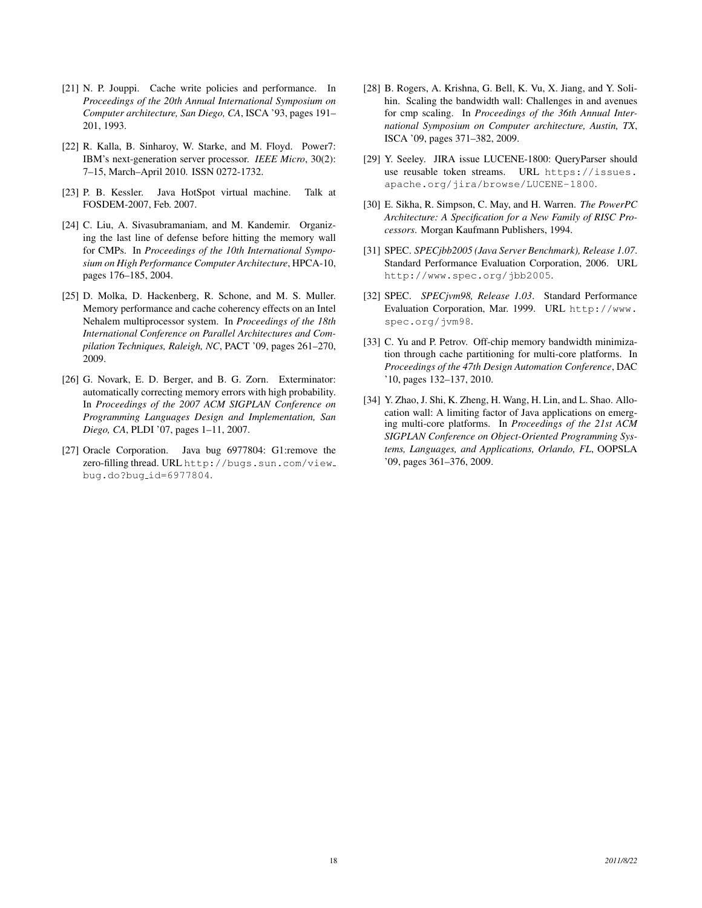[21] N. P. Jouppi. Cache write policies and performance. In *Proceedings of the 20th Annual International Symposium on Computer architecture, San Diego, CA*, ISCA '93, pages 191–201, 1993.

[22] R. Kalla, B. Sinharoy, W. Starke, and M. Floyd. Power7: IBM's next-generation server processor. *IEEE Micro*, 30(2): 7–15, March–April 2010. ISSN 0272-1732.

[23] P. B. Kessler. Java HotSpot virtual machine. Talk at FOSDEM-2007, Feb. 2007.

[24] C. Liu, A. Sivasubramaniam, and M. Kandemir. Organizing the last line of defense before hitting the memory wall for CMPs. In *Proceedings of the 10th International Symposium on High Performance Computer Architecture*, HPCA-10, pages 176–185, 2004.

[25] D. Molka, D. Hackenberg, R. Schone, and M. S. Muller. Memory performance and cache coherency effects on an Intel Nehalem multiprocessor system. In *Proceedings of the 18th International Conference on Parallel Architectures and Compilation Techniques, Raleigh, NC*, PACT '09, pages 261–270, 2009.

[26] G. Novark, E. D. Berger, and B. G. Zorn. Exterminator: automatically correcting memory errors with high probability. In *Proceedings of the 2007 ACM SIGPLAN Conference on Programming Languages Design and Implementation, San Diego, CA*, PLDI '07, pages 1–11, 2007.

[27] Oracle Corporation. Java bug 6977804: G1:remove the zero-filling thread. URL `http://bugs.sun.com/view_bug.do?bug_id=6977804`.

[28] B. Rogers, A. Krishna, G. Bell, K. Vu, X. Jiang, and Y. Solihin. Scaling the bandwidth wall: Challenges in and avenues for cmp scaling. In *Proceedings of the 36th Annual International Symposium on Computer architecture, Austin, TX*, ISCA '09, pages 371–382, 2009.

[29] Y. Seeley. JIRA issue LUCENE-1800: QueryParser should use reusable token streams. URL `https://issues.apache.org/jira/browse/LUCENE-1800`.

[30] E. Sikha, R. Simpson, C. May, and H. Warren. *The PowerPC Architecture: A Specification for a New Family of RISC Processors.* Morgan Kaufmann Publishers, 1994.

[31] SPEC. *SPECjbb2005 (Java Server Benchmark), Release 1.07*. Standard Performance Evaluation Corporation, 2006. URL `http://www.spec.org/jbb2005`.

[32] SPEC. *SPECjvm98, Release 1.03*. Standard Performance Evaluation Corporation, Mar. 1999. URL `http://www.spec.org/jvm98`.

[33] C. Yu and P. Petrov. Off-chip memory bandwidth minimization through cache partitioning for multi-core platforms. In *Proceedings of the 47th Design Automation Conference*, DAC '10, pages 132–137, 2010.

[34] Y. Zhao, J. Shi, K. Zheng, H. Wang, H. Lin, and L. Shao. Allocation wall: A limiting factor of Java applications on emerging multi-core platforms. In *Proceedings of the 21st ACM SIGPLAN Conference on Object-Oriented Programming Systems, Languages, and Applications, Orlando, FL*, OOPSLA '09, pages 361–376, 2009.